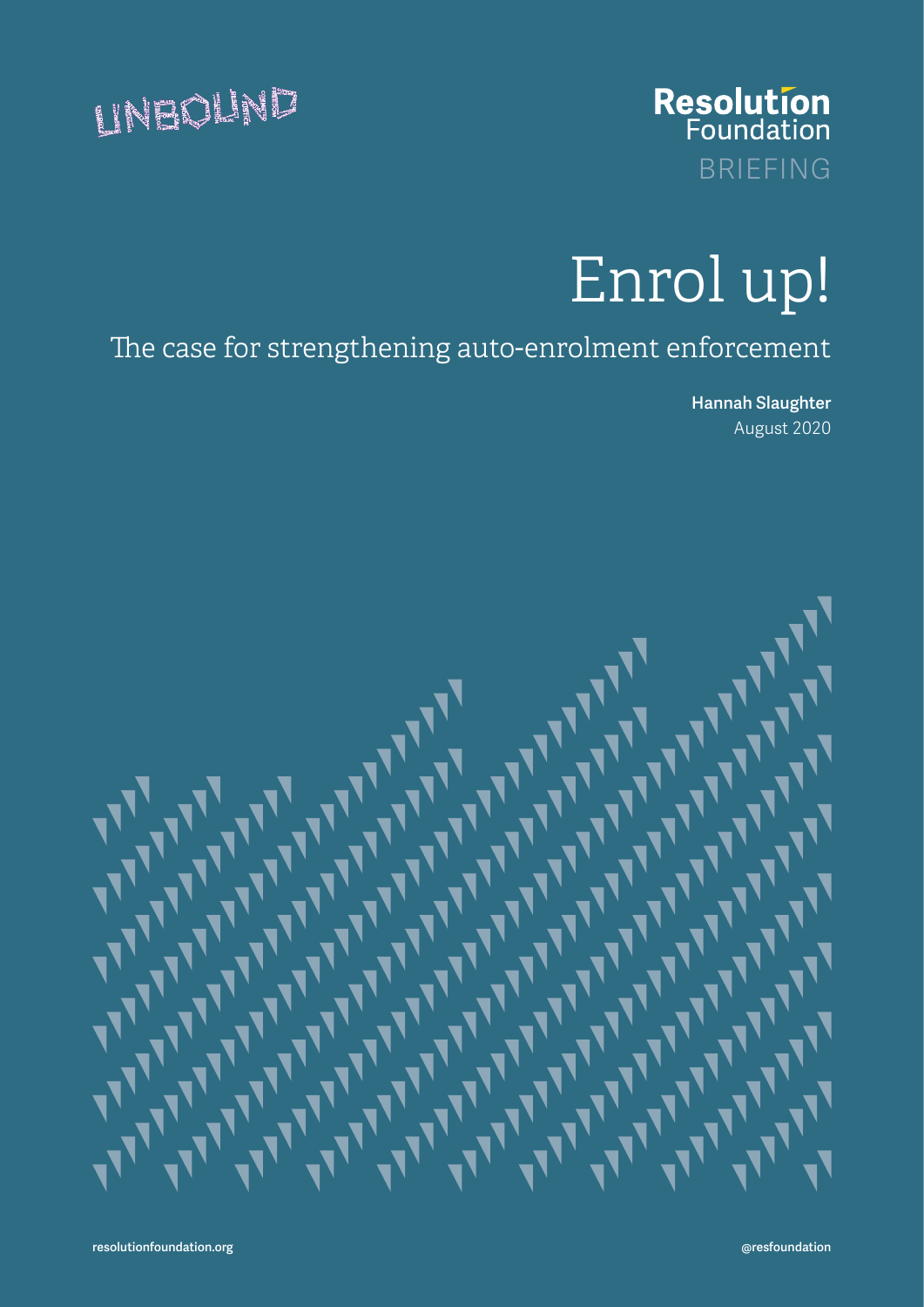UNBOUND

Resolution Foundation

BRIEFING

# Enrol up!

## The case for strengthening auto-enrolment enforcement

**Hannah Slaughter**

August 2020

resolutionfoundation.org

@resfoundation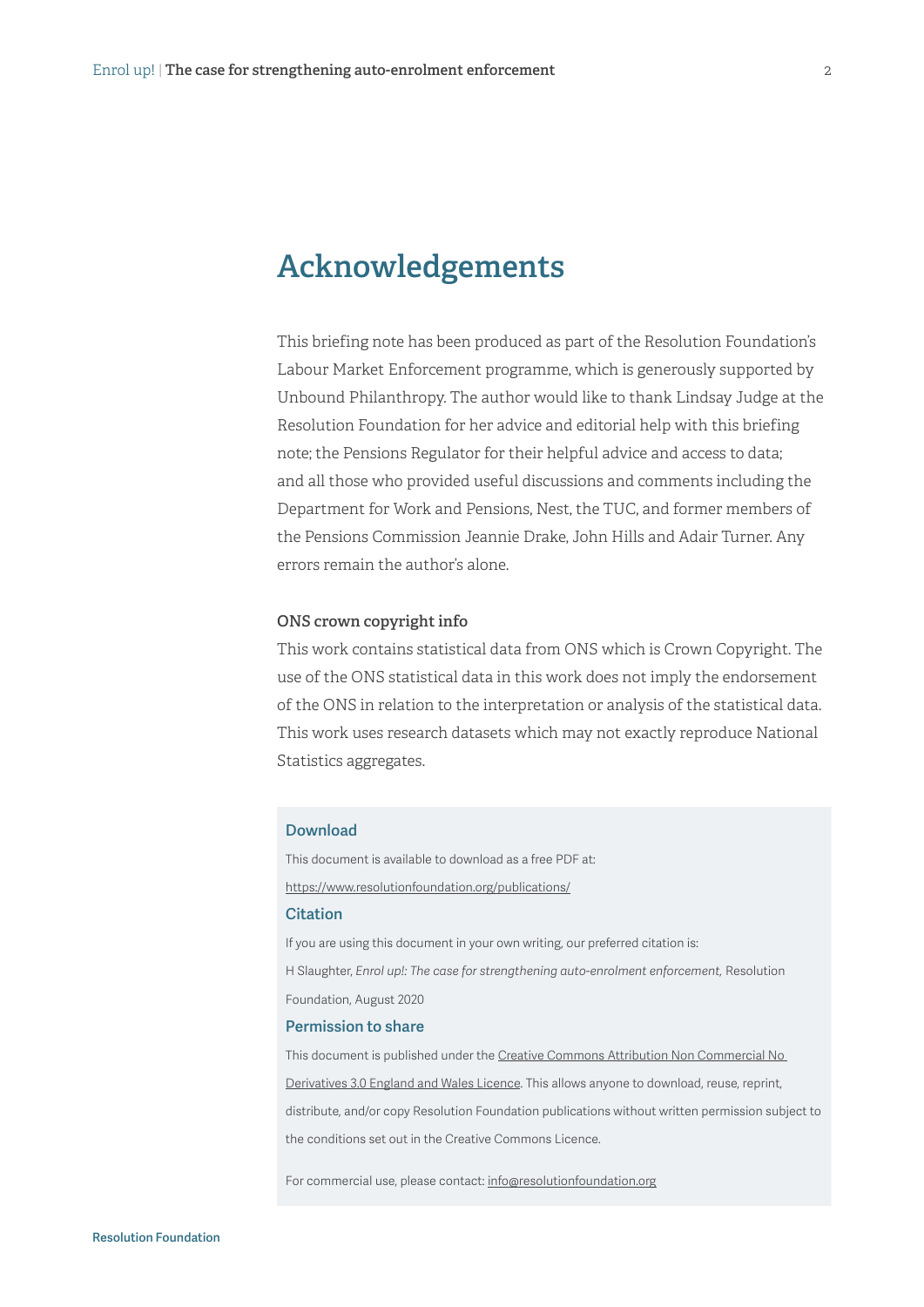# Acknowledgements

This briefing note has been produced as part of the Resolution Foundation's Labour Market Enforcement programme, which is generously supported by Unbound Philanthropy. The author would like to thank Lindsay Judge at the Resolution Foundation for her advice and editorial help with this briefing note; the Pensions Regulator for their helpful advice and access to data; and all those who provided useful discussions and comments including the Department for Work and Pensions, Nest, the TUC, and former members of the Pensions Commission Jeannie Drake, John Hills and Adair Turner. Any errors remain the author's alone.

**ONS crown copyright info**

This work contains statistical data from ONS which is Crown Copyright. The use of the ONS statistical data in this work does not imply the endorsement of the ONS in relation to the interpretation or analysis of the statistical data. This work uses research datasets which may not exactly reproduce National Statistics aggregates.

### Download

This document is available to download as a free PDF at:

https://www.resolutionfoundation.org/publications/

### Citation

If you are using this document in your own writing, our preferred citation is:

H Slaughter, *Enrol up!: The case for strengthening auto-enrolment enforcement,* Resolution Foundation, August 2020

### Permission to share

This document is published under the Creative Commons Attribution Non Commercial No Derivatives 3.0 England and Wales Licence. This allows anyone to download, reuse, reprint, distribute, and/or copy Resolution Foundation publications without written permission subject to the conditions set out in the Creative Commons Licence.

For commercial use, please contact: info@resolutionfoundation.org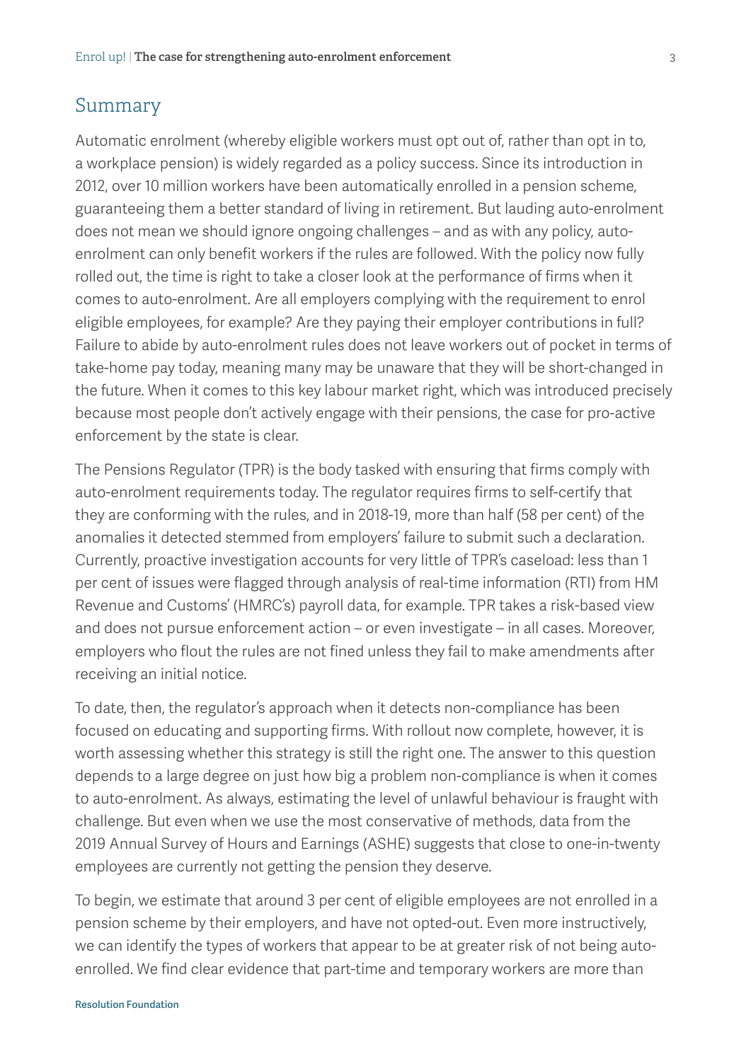## Summary

Automatic enrolment (whereby eligible workers must opt out of, rather than opt in to, a workplace pension) is widely regarded as a policy success. Since its introduction in 2012, over 10 million workers have been automatically enrolled in a pension scheme, guaranteeing them a better standard of living in retirement. But lauding auto-enrolment does not mean we should ignore ongoing challenges – and as with any policy, auto-enrolment can only benefit workers if the rules are followed. With the policy now fully rolled out, the time is right to take a closer look at the performance of firms when it comes to auto-enrolment. Are all employers complying with the requirement to enrol eligible employees, for example? Are they paying their employer contributions in full? Failure to abide by auto-enrolment rules does not leave workers out of pocket in terms of take-home pay today, meaning many may be unaware that they will be short-changed in the future. When it comes to this key labour market right, which was introduced precisely because most people don't actively engage with their pensions, the case for pro-active enforcement by the state is clear.

The Pensions Regulator (TPR) is the body tasked with ensuring that firms comply with auto-enrolment requirements today. The regulator requires firms to self-certify that they are conforming with the rules, and in 2018-19, more than half (58 per cent) of the anomalies it detected stemmed from employers' failure to submit such a declaration. Currently, proactive investigation accounts for very little of TPR's caseload: less than 1 per cent of issues were flagged through analysis of real-time information (RTI) from HM Revenue and Customs' (HMRC's) payroll data, for example. TPR takes a risk-based view and does not pursue enforcement action – or even investigate – in all cases. Moreover, employers who flout the rules are not fined unless they fail to make amendments after receiving an initial notice.

To date, then, the regulator's approach when it detects non-compliance has been focused on educating and supporting firms. With rollout now complete, however, it is worth assessing whether this strategy is still the right one. The answer to this question depends to a large degree on just how big a problem non-compliance is when it comes to auto-enrolment. As always, estimating the level of unlawful behaviour is fraught with challenge. But even when we use the most conservative of methods, data from the 2019 Annual Survey of Hours and Earnings (ASHE) suggests that close to one-in-twenty employees are currently not getting the pension they deserve.

To begin, we estimate that around 3 per cent of eligible employees are not enrolled in a pension scheme by their employers, and have not opted-out. Even more instructively, we can identify the types of workers that appear to be at greater risk of not being auto-enrolled. We find clear evidence that part-time and temporary workers are more than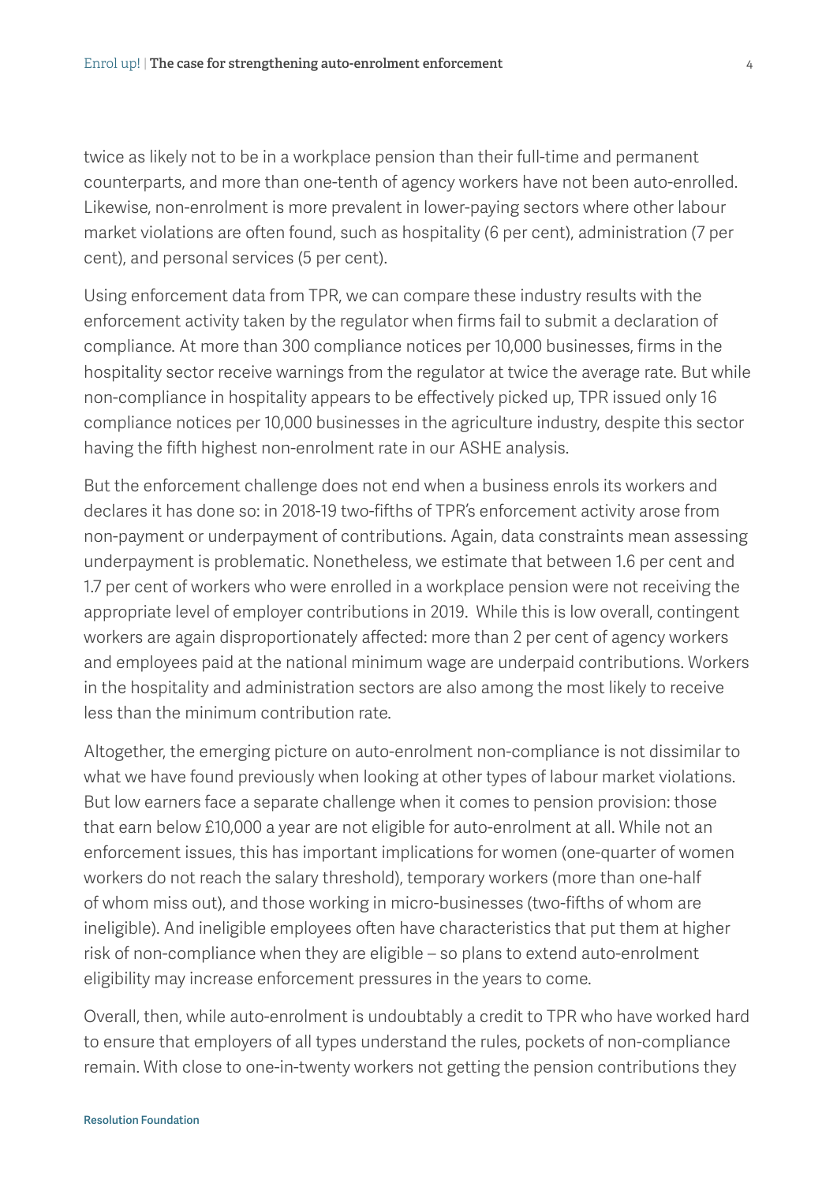twice as likely not to be in a workplace pension than their full-time and permanent counterparts, and more than one-tenth of agency workers have not been auto-enrolled. Likewise, non-enrolment is more prevalent in lower-paying sectors where other labour market violations are often found, such as hospitality (6 per cent), administration (7 per cent), and personal services (5 per cent).

Using enforcement data from TPR, we can compare these industry results with the enforcement activity taken by the regulator when firms fail to submit a declaration of compliance. At more than 300 compliance notices per 10,000 businesses, firms in the hospitality sector receive warnings from the regulator at twice the average rate. But while non-compliance in hospitality appears to be effectively picked up, TPR issued only 16 compliance notices per 10,000 businesses in the agriculture industry, despite this sector having the fifth highest non-enrolment rate in our ASHE analysis.

But the enforcement challenge does not end when a business enrols its workers and declares it has done so: in 2018-19 two-fifths of TPR's enforcement activity arose from non-payment or underpayment of contributions. Again, data constraints mean assessing underpayment is problematic. Nonetheless, we estimate that between 1.6 per cent and 1.7 per cent of workers who were enrolled in a workplace pension were not receiving the appropriate level of employer contributions in 2019. While this is low overall, contingent workers are again disproportionately affected: more than 2 per cent of agency workers and employees paid at the national minimum wage are underpaid contributions. Workers in the hospitality and administration sectors are also among the most likely to receive less than the minimum contribution rate.

Altogether, the emerging picture on auto-enrolment non-compliance is not dissimilar to what we have found previously when looking at other types of labour market violations. But low earners face a separate challenge when it comes to pension provision: those that earn below £10,000 a year are not eligible for auto-enrolment at all. While not an enforcement issues, this has important implications for women (one-quarter of women workers do not reach the salary threshold), temporary workers (more than one-half of whom miss out), and those working in micro-businesses (two-fifths of whom are ineligible). And ineligible employees often have characteristics that put them at higher risk of non-compliance when they are eligible – so plans to extend auto-enrolment eligibility may increase enforcement pressures in the years to come.

Overall, then, while auto-enrolment is undoubtably a credit to TPR who have worked hard to ensure that employers of all types understand the rules, pockets of non-compliance remain. With close to one-in-twenty workers not getting the pension contributions they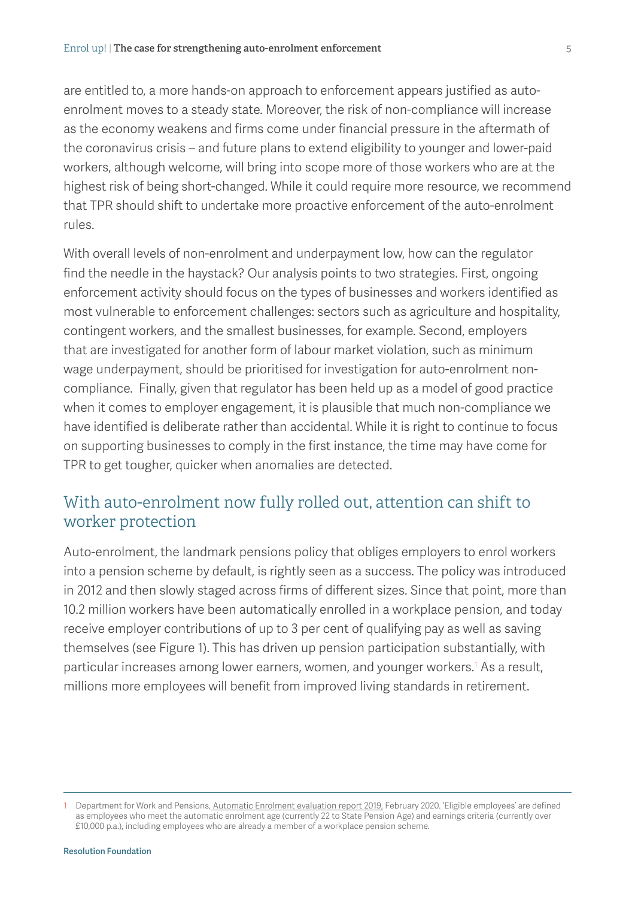are entitled to, a more hands-on approach to enforcement appears justified as auto-enrolment moves to a steady state. Moreover, the risk of non-compliance will increase as the economy weakens and firms come under financial pressure in the aftermath of the coronavirus crisis – and future plans to extend eligibility to younger and lower-paid workers, although welcome, will bring into scope more of those workers who are at the highest risk of being short-changed. While it could require more resource, we recommend that TPR should shift to undertake more proactive enforcement of the auto-enrolment rules.

With overall levels of non-enrolment and underpayment low, how can the regulator find the needle in the haystack? Our analysis points to two strategies. First, ongoing enforcement activity should focus on the types of businesses and workers identified as most vulnerable to enforcement challenges: sectors such as agriculture and hospitality, contingent workers, and the smallest businesses, for example. Second, employers that are investigated for another form of labour market violation, such as minimum wage underpayment, should be prioritised for investigation for auto-enrolment non-compliance.  Finally, given that regulator has been held up as a model of good practice when it comes to employer engagement, it is plausible that much non-compliance we have identified is deliberate rather than accidental. While it is right to continue to focus on supporting businesses to comply in the first instance, the time may have come for TPR to get tougher, quicker when anomalies are detected.

## With auto-enrolment now fully rolled out, attention can shift to worker protection

Auto-enrolment, the landmark pensions policy that obliges employers to enrol workers into a pension scheme by default, is rightly seen as a success. The policy was introduced in 2012 and then slowly staged across firms of different sizes. Since that point, more than 10.2 million workers have been automatically enrolled in a workplace pension, and today receive employer contributions of up to 3 per cent of qualifying pay as well as saving themselves (see Figure 1). This has driven up pension participation substantially, with particular increases among lower earners, women, and younger workers.[1] As a result, millions more employees will benefit from improved living standards in retirement.

---

1 Department for Work and Pensions, Automatic Enrolment evaluation report 2019, February 2020. 'Eligible employees' are defined as employees who meet the automatic enrolment age (currently 22 to State Pension Age) and earnings criteria (currently over £10,000 p.a.), including employees who are already a member of a workplace pension scheme.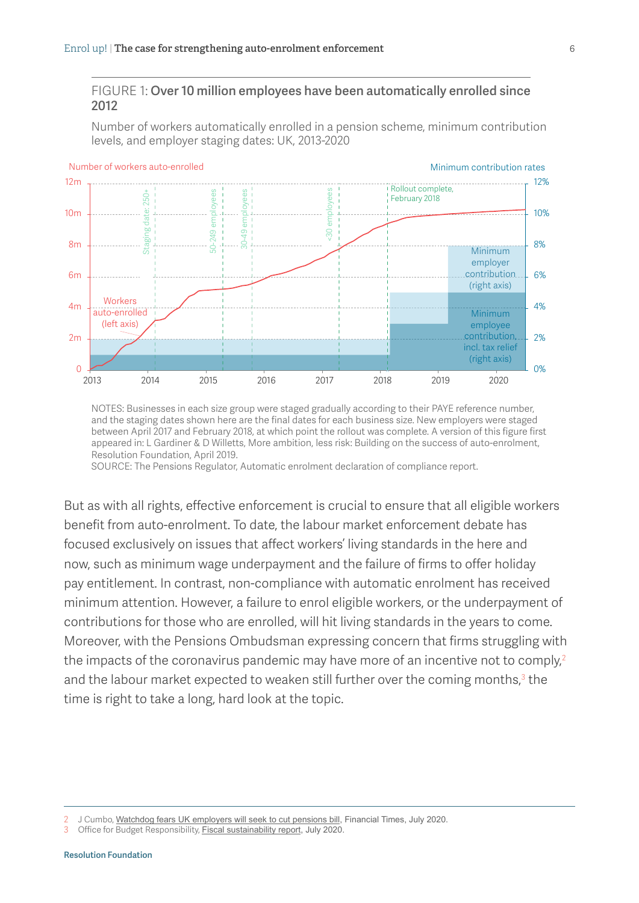FIGURE 1: **Over 10 million employees have been automatically enrolled since 2012**

Number of workers automatically enrolled in a pension scheme, minimum contribution levels, and employer staging dates: UK, 2013-2020

NOTES: Businesses in each size group were staged gradually according to their PAYE reference number, and the staging dates shown here are the final dates for each business size. New employers were staged between April 2017 and February 2018, at which point the rollout was complete. A version of this figure first appeared in: L Gardiner & D Willetts, More ambition, less risk: Building on the success of auto-enrolment, Resolution Foundation, April 2019.
SOURCE: The Pensions Regulator, Automatic enrolment declaration of compliance report.

But as with all rights, effective enforcement is crucial to ensure that all eligible workers benefit from auto-enrolment. To date, the labour market enforcement debate has focused exclusively on issues that affect workers' living standards in the here and now, such as minimum wage underpayment and the failure of firms to offer holiday pay entitlement. In contrast, non-compliance with automatic enrolment has received minimum attention. However, a failure to enrol eligible workers, or the underpayment of contributions for those who are enrolled, will hit living standards in the years to come. Moreover, with the Pensions Ombudsman expressing concern that firms struggling with the impacts of the coronavirus pandemic may have more of an incentive not to comply,[2] and the labour market expected to weaken still further over the coming months,[3] the time is right to take a long, hard look at the topic.

2 J Cumbo, Watchdog fears UK employers will seek to cut pensions bill, Financial Times, July 2020.
3 Office for Budget Responsibility, Fiscal sustainability report, July 2020.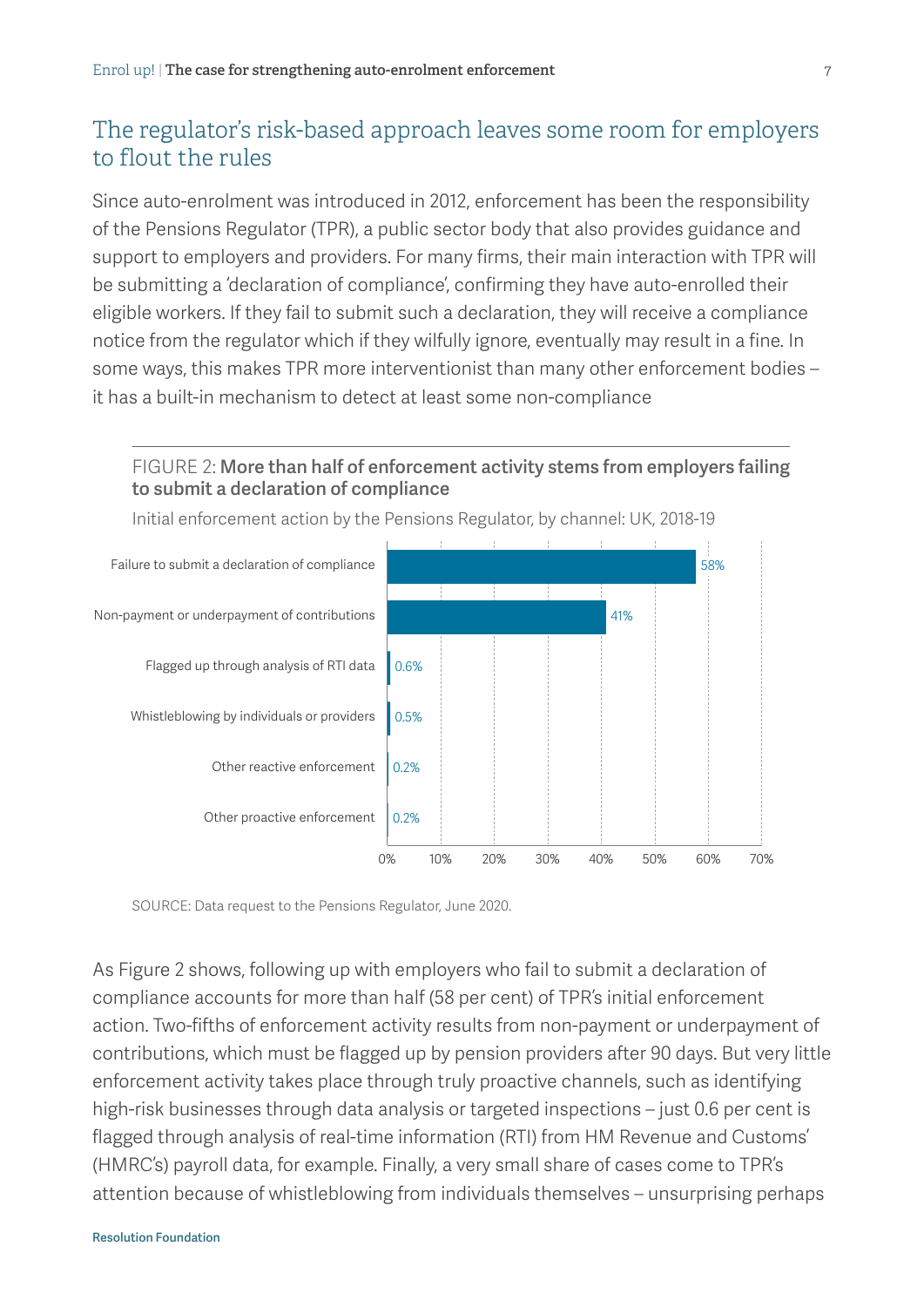## The regulator's risk-based approach leaves some room for employers to flout the rules

Since auto-enrolment was introduced in 2012, enforcement has been the responsibility of the Pensions Regulator (TPR), a public sector body that also provides guidance and support to employers and providers. For many firms, their main interaction with TPR will be submitting a 'declaration of compliance', confirming they have auto-enrolled their eligible workers. If they fail to submit such a declaration, they will receive a compliance notice from the regulator which if they wilfully ignore, eventually may result in a fine. In some ways, this makes TPR more interventionist than many other enforcement bodies – it has a built-in mechanism to detect at least some non-compliance

FIGURE 2: **More than half of enforcement activity stems from employers failing to submit a declaration of compliance**

Initial enforcement action by the Pensions Regulator, by channel: UK, 2018-19

| Channel | Share |
| --- | --- |
| Failure to submit a declaration of compliance | 58% |
| Non-payment or underpayment of contributions | 41% |
| Flagged up through analysis of RTI data | 0.6% |
| Whistleblowing by individuals or providers | 0.5% |
| Other reactive enforcement | 0.2% |
| Other proactive enforcement | 0.2% |

SOURCE: Data request to the Pensions Regulator, June 2020.

As Figure 2 shows, following up with employers who fail to submit a declaration of compliance accounts for more than half (58 per cent) of TPR's initial enforcement action. Two-fifths of enforcement activity results from non-payment or underpayment of contributions, which must be flagged up by pension providers after 90 days. But very little enforcement activity takes place through truly proactive channels, such as identifying high-risk businesses through data analysis or targeted inspections – just 0.6 per cent is flagged through analysis of real-time information (RTI) from HM Revenue and Customs' (HMRC's) payroll data, for example. Finally, a very small share of cases come to TPR's attention because of whistleblowing from individuals themselves – unsurprising perhaps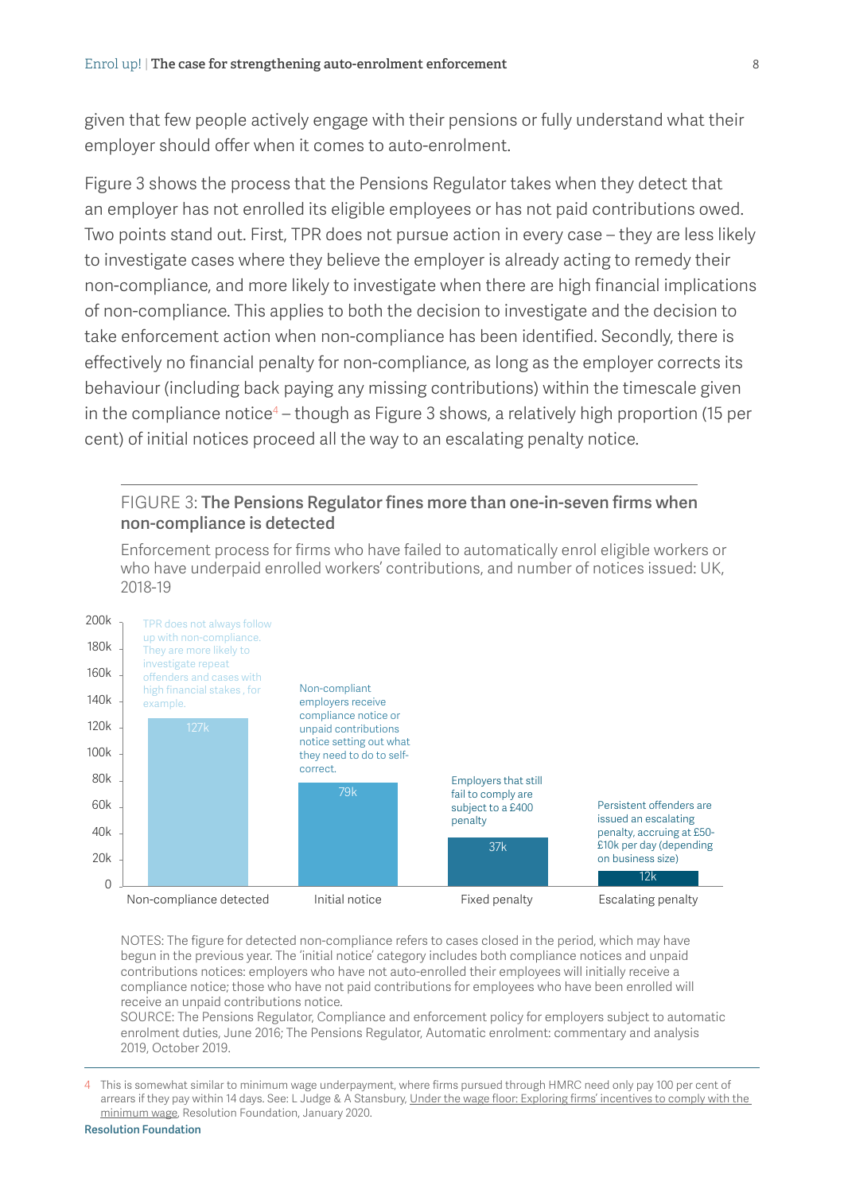given that few people actively engage with their pensions or fully understand what their employer should offer when it comes to auto-enrolment.

Figure 3 shows the process that the Pensions Regulator takes when they detect that an employer has not enrolled its eligible employees or has not paid contributions owed. Two points stand out. First, TPR does not pursue action in every case – they are less likely to investigate cases where they believe the employer is already acting to remedy their non-compliance, and more likely to investigate when there are high financial implications of non-compliance. This applies to both the decision to investigate and the decision to take enforcement action when non-compliance has been identified. Secondly, there is effectively no financial penalty for non-compliance, as long as the employer corrects its behaviour (including back paying any missing contributions) within the timescale given in the compliance notice[4] – though as Figure 3 shows, a relatively high proportion (15 per cent) of initial notices proceed all the way to an escalating penalty notice.

FIGURE 3: **The Pensions Regulator fines more than one-in-seven firms when non-compliance is detected**

Enforcement process for firms who have failed to automatically enrol eligible workers or who have underpaid enrolled workers' contributions, and number of notices issued: UK, 2018-19

| Stage | Number | Description |
|---|---|---|
| Non-compliance detected | 127k | TPR does not always follow up with non-compliance. They are more likely to investigate repeat offenders and cases with high financial stakes , for example. |
| Initial notice | 79k | Non-compliant employers receive compliance notice or unpaid contributions notice setting out what they need to do to self-correct. |
| Fixed penalty | 37k | Employers that still fail to comply are subject to a £400 penalty |
| Escalating penalty | 12k | Persistent offenders are issued an escalating penalty, accruing at £50-£10k per day (depending on business size) |

NOTES: The figure for detected non-compliance refers to cases closed in the period, which may have begun in the previous year. The 'initial notice' category includes both compliance notices and unpaid contributions notices: employers who have not auto-enrolled their employees will initially receive a compliance notice; those who have not paid contributions for employees who have been enrolled will receive an unpaid contributions notice.
SOURCE: The Pensions Regulator, Compliance and enforcement policy for employers subject to automatic enrolment duties, June 2016; The Pensions Regulator, Automatic enrolment: commentary and analysis 2019, October 2019.

[4] This is somewhat similar to minimum wage underpayment, where firms pursued through HMRC need only pay 100 per cent of arrears if they pay within 14 days. See: L Judge & A Stansbury, Under the wage floor: Exploring firms' incentives to comply with the minimum wage, Resolution Foundation, January 2020.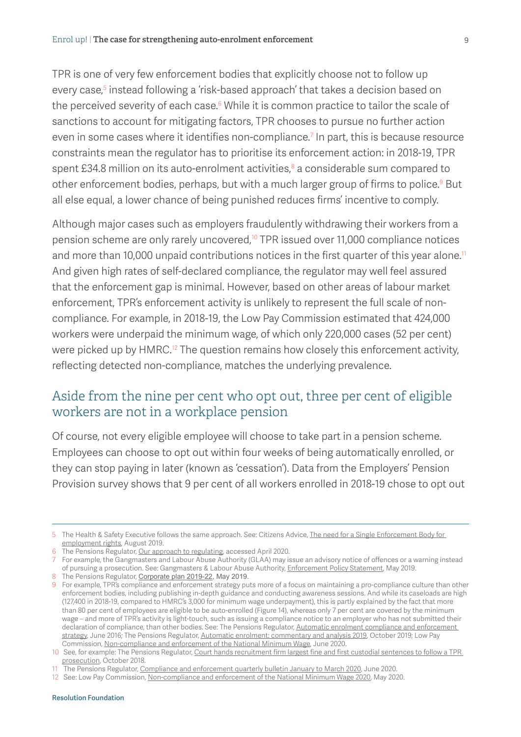TPR is one of very few enforcement bodies that explicitly choose not to follow up every case,[5] instead following a 'risk-based approach' that takes a decision based on the perceived severity of each case.[6] While it is common practice to tailor the scale of sanctions to account for mitigating factors, TPR chooses to pursue no further action even in some cases where it identifies non-compliance.[7] In part, this is because resource constraints mean the regulator has to prioritise its enforcement action: in 2018-19, TPR spent £34.8 million on its auto-enrolment activities,[8] a considerable sum compared to other enforcement bodies, perhaps, but with a much larger group of firms to police.[9] But all else equal, a lower chance of being punished reduces firms' incentive to comply.

Although major cases such as employers fraudulently withdrawing their workers from a pension scheme are only rarely uncovered,[10] TPR issued over 11,000 compliance notices and more than 10,000 unpaid contributions notices in the first quarter of this year alone.[11] And given high rates of self-declared compliance, the regulator may well feel assured that the enforcement gap is minimal. However, based on other areas of labour market enforcement, TPR's enforcement activity is unlikely to represent the full scale of non-compliance. For example, in 2018-19, the Low Pay Commission estimated that 424,000 workers were underpaid the minimum wage, of which only 220,000 cases (52 per cent) were picked up by HMRC.[12] The question remains how closely this enforcement activity, reflecting detected non-compliance, matches the underlying prevalence.

## Aside from the nine per cent who opt out, three per cent of eligible workers are not in a workplace pension

Of course, not every eligible employee will choose to take part in a pension scheme. Employees can choose to opt out within four weeks of being automatically enrolled, or they can stop paying in later (known as 'cessation'). Data from the Employers' Pension Provision survey shows that 9 per cent of all workers enrolled in 2018-19 chose to opt out

---

5 The Health & Safety Executive follows the same approach. See: Citizens Advice, The need for a Single Enforcement Body for employment rights, August 2019.

6 The Pensions Regulator, Our approach to regulating, accessed April 2020.

7 For example, the Gangmasters and Labour Abuse Authority (GLAA) may issue an advisory notice of offences or a warning instead of pursuing a prosecution. See: Gangmasters & Labour Abuse Authority, Enforcement Policy Statement, May 2019.

8 The Pensions Regulator, Corporate plan 2019-22, May 2019.

9 For example, TPR's compliance and enforcement strategy puts more of a focus on maintaining a pro-compliance culture than other enforcement bodies, including publishing in-depth guidance and conducting awareness sessions. And while its caseloads are high (127,400 in 2018-19, compared to HMRC's 3,000 for minimum wage underpayment), this is partly explained by the fact that more than 80 per cent of employees are eligible to be auto-enrolled (Figure 14), whereas only 7 per cent are covered by the minimum wage – and more of TPR's activity is light-touch, such as issuing a compliance notice to an employer who has not submitted their declaration of compliance, than other bodies. See: The Pensions Regulator, Automatic enrolment compliance and enforcement strategy, June 2016; The Pensions Regulator, Automatic enrolment: commentary and analysis 2019, October 2019; Low Pay Commission, Non-compliance and enforcement of the National Minimum Wage, June 2020.

10 See, for example: The Pensions Regulator, Court hands recruitment firm largest fine and first custodial sentences to follow a TPR prosecution, October 2018.

11 The Pensions Regulator, Compliance and enforcement quarterly bulletin January to March 2020, June 2020.

12 See: Low Pay Commission, Non-compliance and enforcement of the National Minimum Wage 2020, May 2020.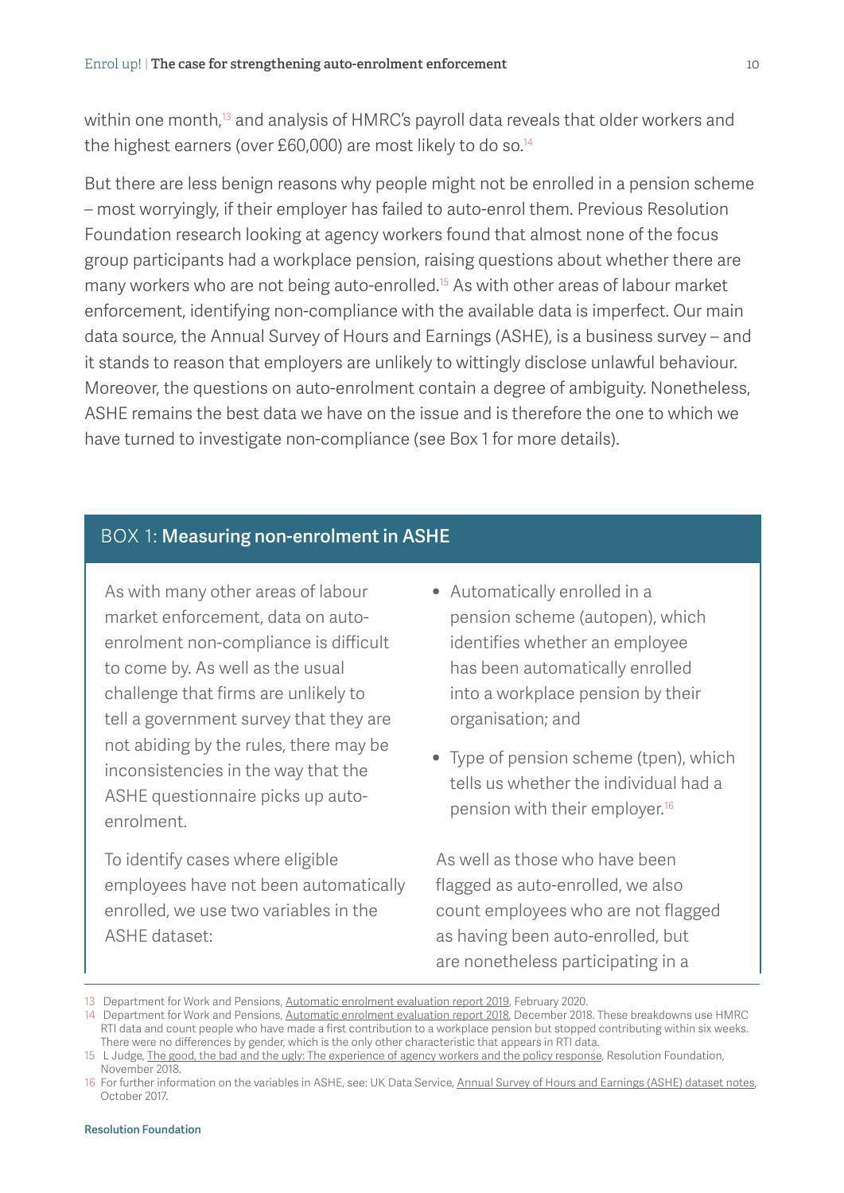within one month,[13] and analysis of HMRC's payroll data reveals that older workers and the highest earners (over £60,000) are most likely to do so.[14]

But there are less benign reasons why people might not be enrolled in a pension scheme – most worryingly, if their employer has failed to auto-enrol them. Previous Resolution Foundation research looking at agency workers found that almost none of the focus group participants had a workplace pension, raising questions about whether there are many workers who are not being auto-enrolled.[15] As with other areas of labour market enforcement, identifying non-compliance with the available data is imperfect. Our main data source, the Annual Survey of Hours and Earnings (ASHE), is a business survey – and it stands to reason that employers are unlikely to wittingly disclose unlawful behaviour. Moreover, the questions on auto-enrolment contain a degree of ambiguity. Nonetheless, ASHE remains the best data we have on the issue and is therefore the one to which we have turned to investigate non-compliance (see Box 1 for more details).

## BOX 1: Measuring non-enrolment in ASHE

As with many other areas of labour market enforcement, data on auto-enrolment non-compliance is difficult to come by. As well as the usual challenge that firms are unlikely to tell a government survey that they are not abiding by the rules, there may be inconsistencies in the way that the ASHE questionnaire picks up auto-enrolment.

To identify cases where eligible employees have not been automatically enrolled, we use two variables in the ASHE dataset:

- Automatically enrolled in a pension scheme (autopen), which identifies whether an employee has been automatically enrolled into a workplace pension by their organisation; and
- Type of pension scheme (tpen), which tells us whether the individual had a pension with their employer.[16]

As well as those who have been flagged as auto-enrolled, we also count employees who are not flagged as having been auto-enrolled, but are nonetheless participating in a

---

13 Department for Work and Pensions, Automatic enrolment evaluation report 2019, February 2020.

14 Department for Work and Pensions, Automatic enrolment evaluation report 2018, December 2018. These breakdowns use HMRC RTI data and count people who have made a first contribution to a workplace pension but stopped contributing within six weeks. There were no differences by gender, which is the only other characteristic that appears in RTI data.

15 L Judge, The good, the bad and the ugly: The experience of agency workers and the policy response, Resolution Foundation, November 2018.

16 For further information on the variables in ASHE, see: UK Data Service, Annual Survey of Hours and Earnings (ASHE) dataset notes, October 2017.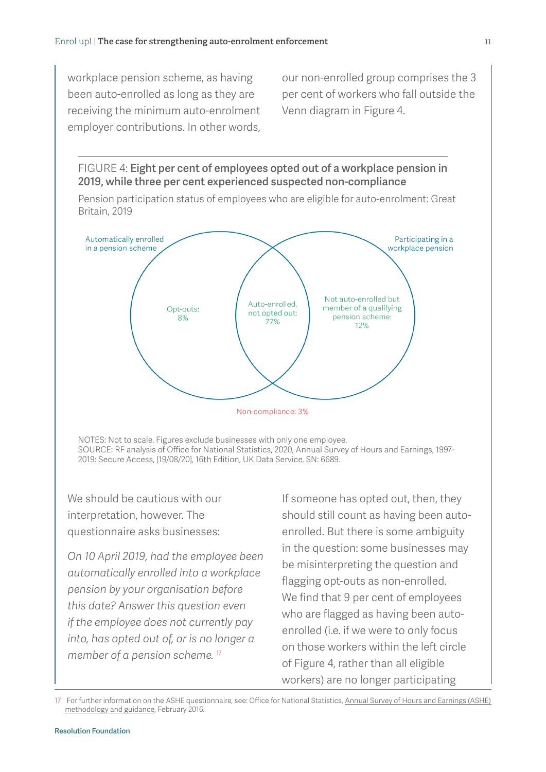workplace pension scheme, as having been auto-enrolled as long as they are receiving the minimum auto-enrolment employer contributions. In other words, our non-enrolled group comprises the 3 per cent of workers who fall outside the Venn diagram in Figure 4.

FIGURE 4: **Eight per cent of employees opted out of a workplace pension in 2019, while three per cent experienced suspected non-compliance**

Pension participation status of employees who are eligible for auto-enrolment: Great Britain, 2019

Automatically enrolled in a pension scheme

Participating in a workplace pension

Opt-outs: 8%

Auto-enrolled, not opted out: 77%

Not auto-enrolled but member of a qualifying pension scheme: 12%

Non-compliance: 3%

NOTES: Not to scale. Figures exclude businesses with only one employee.
SOURCE: RF analysis of Office for National Statistics, 2020, Annual Survey of Hours and Earnings, 1997-2019: Secure Access, [19/08/20], 16th Edition, UK Data Service, SN: 6689.

We should be cautious with our interpretation, however. The questionnaire asks businesses:

*On 10 April 2019, had the employee been automatically enrolled into a workplace pension by your organisation before this date? Answer this question even if the employee does not currently pay into, has opted out of, or is no longer a member of a pension scheme.* [17]

If someone has opted out, then, they should still count as having been auto-enrolled. But there is some ambiguity in the question: some businesses may be misinterpreting the question and flagging opt-outs as non-enrolled. We find that 9 per cent of employees who are flagged as having been auto-enrolled (i.e. if we were to only focus on those workers within the left circle of Figure 4, rather than all eligible workers) are no longer participating

[17] For further information on the ASHE questionnaire, see: Office for National Statistics, Annual Survey of Hours and Earnings (ASHE) methodology and guidance, February 2016.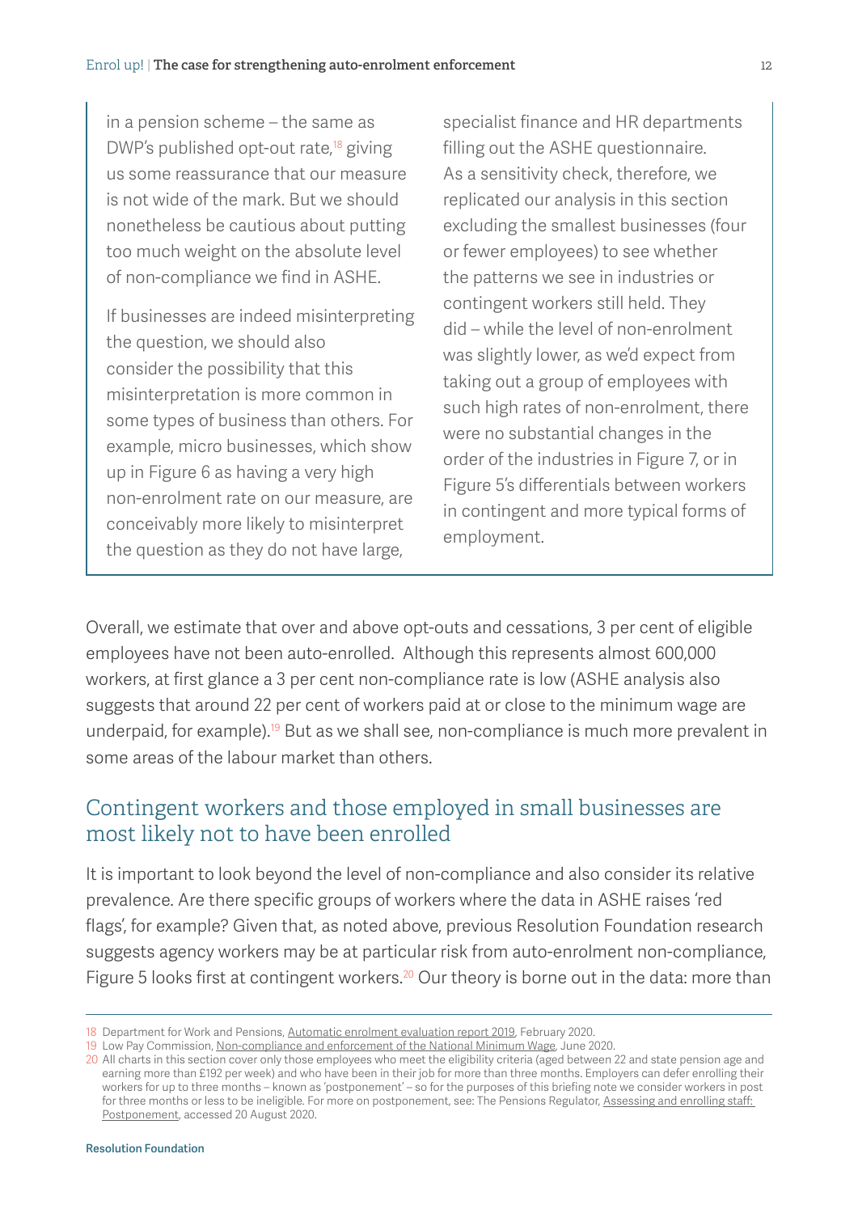in a pension scheme – the same as DWP's published opt-out rate,[18] giving us some reassurance that our measure is not wide of the mark. But we should nonetheless be cautious about putting too much weight on the absolute level of non-compliance we find in ASHE.

If businesses are indeed misinterpreting the question, we should also consider the possibility that this misinterpretation is more common in some types of business than others. For example, micro businesses, which show up in Figure 6 as having a very high non-enrolment rate on our measure, are conceivably more likely to misinterpret the question as they do not have large, specialist finance and HR departments filling out the ASHE questionnaire. As a sensitivity check, therefore, we replicated our analysis in this section excluding the smallest businesses (four or fewer employees) to see whether the patterns we see in industries or contingent workers still held. They did – while the level of non-enrolment was slightly lower, as we'd expect from taking out a group of employees with such high rates of non-enrolment, there were no substantial changes in the order of the industries in Figure 7, or in Figure 5's differentials between workers in contingent and more typical forms of employment.

Overall, we estimate that over and above opt-outs and cessations, 3 per cent of eligible employees have not been auto-enrolled. Although this represents almost 600,000 workers, at first glance a 3 per cent non-compliance rate is low (ASHE analysis also suggests that around 22 per cent of workers paid at or close to the minimum wage are underpaid, for example).[19] But as we shall see, non-compliance is much more prevalent in some areas of the labour market than others.

## Contingent workers and those employed in small businesses are most likely not to have been enrolled

It is important to look beyond the level of non-compliance and also consider its relative prevalence. Are there specific groups of workers where the data in ASHE raises 'red flags', for example? Given that, as noted above, previous Resolution Foundation research suggests agency workers may be at particular risk from auto-enrolment non-compliance, Figure 5 looks first at contingent workers.[20] Our theory is borne out in the data: more than

---

18 Department for Work and Pensions, Automatic enrolment evaluation report 2019, February 2020.

19 Low Pay Commission, Non-compliance and enforcement of the National Minimum Wage, June 2020.

20 All charts in this section cover only those employees who meet the eligibility criteria (aged between 22 and state pension age and earning more than £192 per week) and who have been in their job for more than three months. Employers can defer enrolling their workers for up to three months – known as 'postponement' – so for the purposes of this briefing note we consider workers in post for three months or less to be ineligible. For more on postponement, see: The Pensions Regulator, Assessing and enrolling staff: Postponement, accessed 20 August 2020.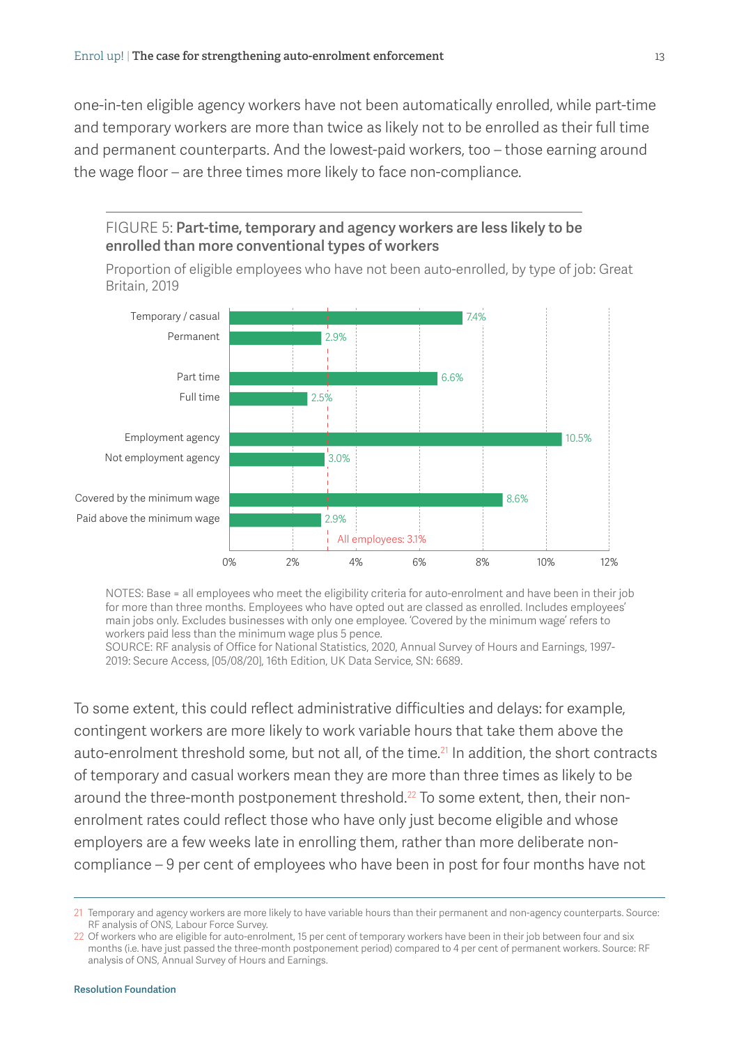one-in-ten eligible agency workers have not been automatically enrolled, while part-time and temporary workers are more than twice as likely not to be enrolled as their full time and permanent counterparts. And the lowest-paid workers, too – those earning around the wage floor – are three times more likely to face non-compliance.

FIGURE 5: **Part-time, temporary and agency workers are less likely to be enrolled than more conventional types of workers**

Proportion of eligible employees who have not been auto-enrolled, by type of job: Great Britain, 2019

| Type of job | Proportion not auto-enrolled |
| --- | --- |
| Temporary / casual | 7.4% |
| Permanent | 2.9% |
| Part time | 6.6% |
| Full time | 2.5% |
| Employment agency | 10.5% |
| Not employment agency | 3.0% |
| Covered by the minimum wage | 8.6% |
| Paid above the minimum wage | 2.9% |
| All employees | 3.1% |

NOTES: Base = all employees who meet the eligibility criteria for auto-enrolment and have been in their job for more than three months. Employees who have opted out are classed as enrolled. Includes employees' main jobs only. Excludes businesses with only one employee. 'Covered by the minimum wage' refers to workers paid less than the minimum wage plus 5 pence.
SOURCE: RF analysis of Office for National Statistics, 2020, Annual Survey of Hours and Earnings, 1997-2019: Secure Access, [05/08/20], 16th Edition, UK Data Service, SN: 6689.

To some extent, this could reflect administrative difficulties and delays: for example, contingent workers are more likely to work variable hours that take them above the auto-enrolment threshold some, but not all, of the time.[21] In addition, the short contracts of temporary and casual workers mean they are more than three times as likely to be around the three-month postponement threshold.[22] To some extent, then, their non-enrolment rates could reflect those who have only just become eligible and whose employers are a few weeks late in enrolling them, rather than more deliberate non-compliance – 9 per cent of employees who have been in post for four months have not

21 Temporary and agency workers are more likely to have variable hours than their permanent and non-agency counterparts. Source: RF analysis of ONS, Labour Force Survey.

22 Of workers who are eligible for auto-enrolment, 15 per cent of temporary workers have been in their job between four and six months (i.e. have just passed the three-month postponement period) compared to 4 per cent of permanent workers. Source: RF analysis of ONS, Annual Survey of Hours and Earnings.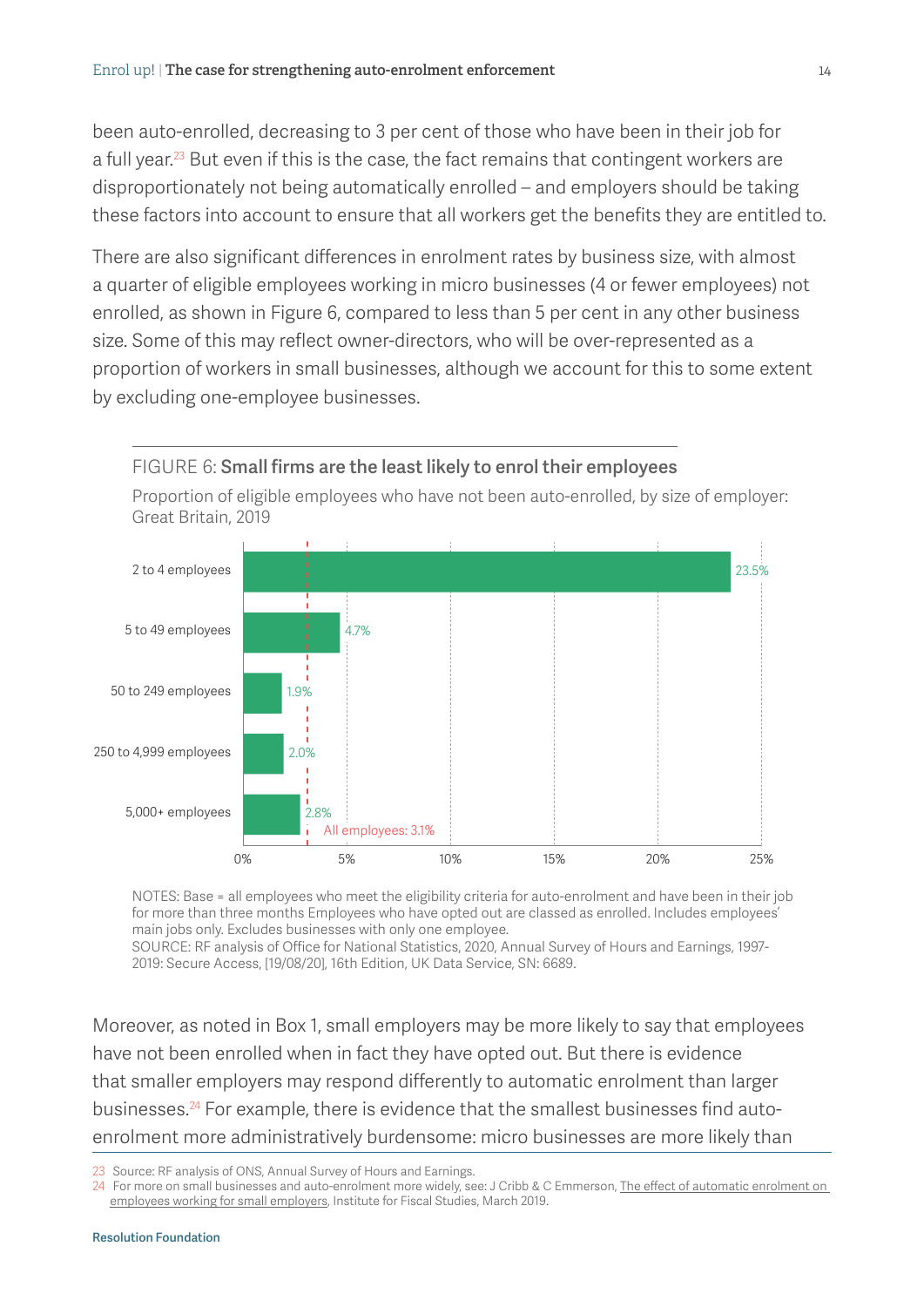been auto-enrolled, decreasing to 3 per cent of those who have been in their job for a full year.[23] But even if this is the case, the fact remains that contingent workers are disproportionately not being automatically enrolled – and employers should be taking these factors into account to ensure that all workers get the benefits they are entitled to.

There are also significant differences in enrolment rates by business size, with almost a quarter of eligible employees working in micro businesses (4 or fewer employees) not enrolled, as shown in Figure 6, compared to less than 5 per cent in any other business size. Some of this may reflect owner-directors, who will be over-represented as a proportion of workers in small businesses, although we account for this to some extent by excluding one-employee businesses.

FIGURE 6: **Small firms are the least likely to enrol their employees**

Proportion of eligible employees who have not been auto-enrolled, by size of employer: Great Britain, 2019

| Size of employer | Proportion not auto-enrolled |
|---|---|
| 2 to 4 employees | 23.5% |
| 5 to 49 employees | 4.7% |
| 50 to 249 employees | 1.9% |
| 250 to 4,999 employees | 2.0% |
| 5,000+ employees | 2.8% |
| All employees | 3.1% |

NOTES: Base = all employees who meet the eligibility criteria for auto-enrolment and have been in their job for more than three months Employees who have opted out are classed as enrolled. Includes employees' main jobs only. Excludes businesses with only one employee.
SOURCE: RF analysis of Office for National Statistics, 2020, Annual Survey of Hours and Earnings, 1997-2019: Secure Access, [19/08/20], 16th Edition, UK Data Service, SN: 6689.

Moreover, as noted in Box 1, small employers may be more likely to say that employees have not been enrolled when in fact they have opted out. But there is evidence that smaller employers may respond differently to automatic enrolment than larger businesses.[24] For example, there is evidence that the smallest businesses find auto-enrolment more administratively burdensome: micro businesses are more likely than

23 Source: RF analysis of ONS, Annual Survey of Hours and Earnings.

24 For more on small businesses and auto-enrolment more widely, see: J Cribb & C Emmerson, The effect of automatic enrolment on employees working for small employers, Institute for Fiscal Studies, March 2019.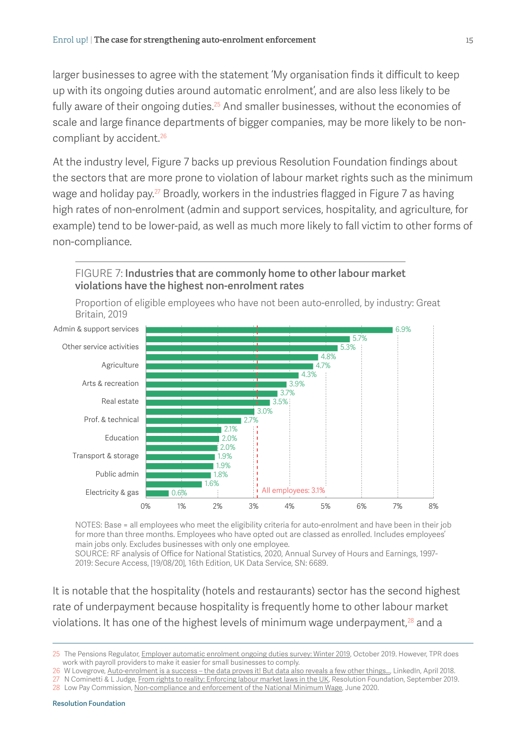larger businesses to agree with the statement 'My organisation finds it difficult to keep up with its ongoing duties around automatic enrolment', and are also less likely to be fully aware of their ongoing duties.[25] And smaller businesses, without the economies of scale and large finance departments of bigger companies, may be more likely to be non-compliant by accident.[26]

At the industry level, Figure 7 backs up previous Resolution Foundation findings about the sectors that are more prone to violation of labour market rights such as the minimum wage and holiday pay.[27] Broadly, workers in the industries flagged in Figure 7 as having high rates of non-enrolment (admin and support services, hospitality, and agriculture, for example) tend to be lower-paid, as well as much more likely to fall victim to other forms of non-compliance.

FIGURE 7: **Industries that are commonly home to other labour market violations have the highest non-enrolment rates**

Proportion of eligible employees who have not been auto-enrolled, by industry: Great Britain, 2019

| Industry | Proportion not auto-enrolled |
| --- | --- |
| Admin & support services | 6.9% |
| | 5.7% |
| Other service activities | 5.3% |
| | 4.8% |
| Agriculture | 4.7% |
| | 4.3% |
| Arts & recreation | 3.9% |
| | 3.7% |
| Real estate | 3.5% |
| | 3.0% |
| Prof. & technical | 2.7% |
| | 2.1% |
| Education | 2.0% |
| | 2.0% |
| Transport & storage | 1.9% |
| | 1.9% |
| Public admin | 1.8% |
| | 1.6% |
| Electricity & gas | 0.6% |

All employees: 3.1%

NOTES: Base = all employees who meet the eligibility criteria for auto-enrolment and have been in their job for more than three months. Employees who have opted out are classed as enrolled. Includes employees' main jobs only. Excludes businesses with only one employee.
SOURCE: RF analysis of Office for National Statistics, 2020, Annual Survey of Hours and Earnings, 1997-2019: Secure Access, [19/08/20], 16th Edition, UK Data Service, SN: 6689.

It is notable that the hospitality (hotels and restaurants) sector has the second highest rate of underpayment because hospitality is frequently home to other labour market violations. It has one of the highest levels of minimum wage underpayment,[28] and a

25 The Pensions Regulator, Employer automatic enrolment ongoing duties survey: Winter 2019, October 2019. However, TPR does work with payroll providers to make it easier for small businesses to comply.
26 W Lovegrove, Auto-enrolment is a success – the data proves it! But data also reveals a few other things..., LinkedIn, April 2018.
27 N Cominetti & L Judge, From rights to reality: Enforcing labour market laws in the UK, Resolution Foundation, September 2019.
28 Low Pay Commission, Non-compliance and enforcement of the National Minimum Wage, June 2020.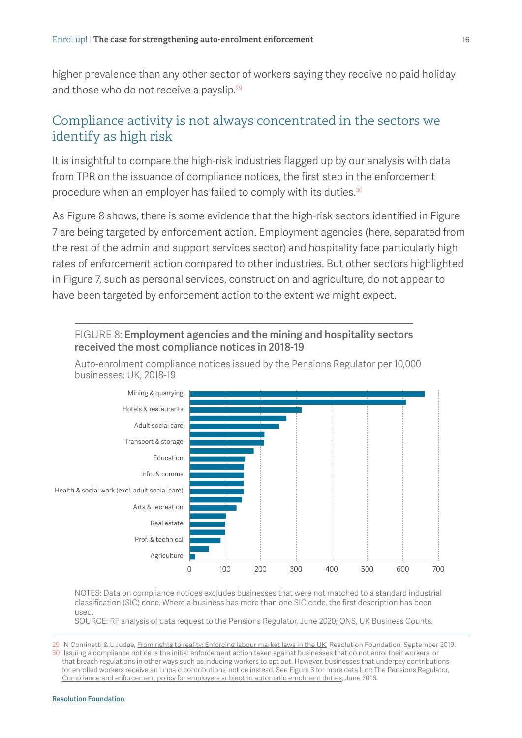higher prevalence than any other sector of workers saying they receive no paid holiday and those who do not receive a payslip.[29]

## Compliance activity is not always concentrated in the sectors we identify as high risk

It is insightful to compare the high-risk industries flagged up by our analysis with data from TPR on the issuance of compliance notices, the first step in the enforcement procedure when an employer has failed to comply with its duties.[30]

As Figure 8 shows, there is some evidence that the high-risk sectors identified in Figure 7 are being targeted by enforcement action. Employment agencies (here, separated from the rest of the admin and support services sector) and hospitality face particularly high rates of enforcement action compared to other industries. But other sectors highlighted in Figure 7, such as personal services, construction and agriculture, do not appear to have been targeted by enforcement action to the extent we might expect.

FIGURE 8: **Employment agencies and the mining and hospitality sectors received the most compliance notices in 2018-19**

Auto-enrolment compliance notices issued by the Pensions Regulator per 10,000 businesses: UK, 2018-19

Mining & quarrying
Hotels & restaurants
Adult social care
Transport & storage
Education
Info. & comms
Health & social work (excl. adult social care)
Arts & recreation
Real estate
Prof. & technical
Agriculture

0 100 200 300 400 500 600 700

NOTES: Data on compliance notices excludes businesses that were not matched to a standard industrial classification (SIC) code. Where a business has more than one SIC code, the first description has been used.
SOURCE: RF analysis of data request to the Pensions Regulator, June 2020; ONS, UK Business Counts.

[29] N Cominetti & L Judge, From rights to reality: Enforcing labour market laws in the UK, Resolution Foundation, September 2019.
[30] Issuing a compliance notice is the initial enforcement action taken against businesses that do not enrol their workers, or that breach regulations in other ways such as inducing workers to opt out. However, businesses that underpay contributions for enrolled workers receive an 'unpaid contributions' notice instead. See Figure 3 for more detail, or: The Pensions Regulator, Compliance and enforcement policy for employers subject to automatic enrolment duties, June 2016.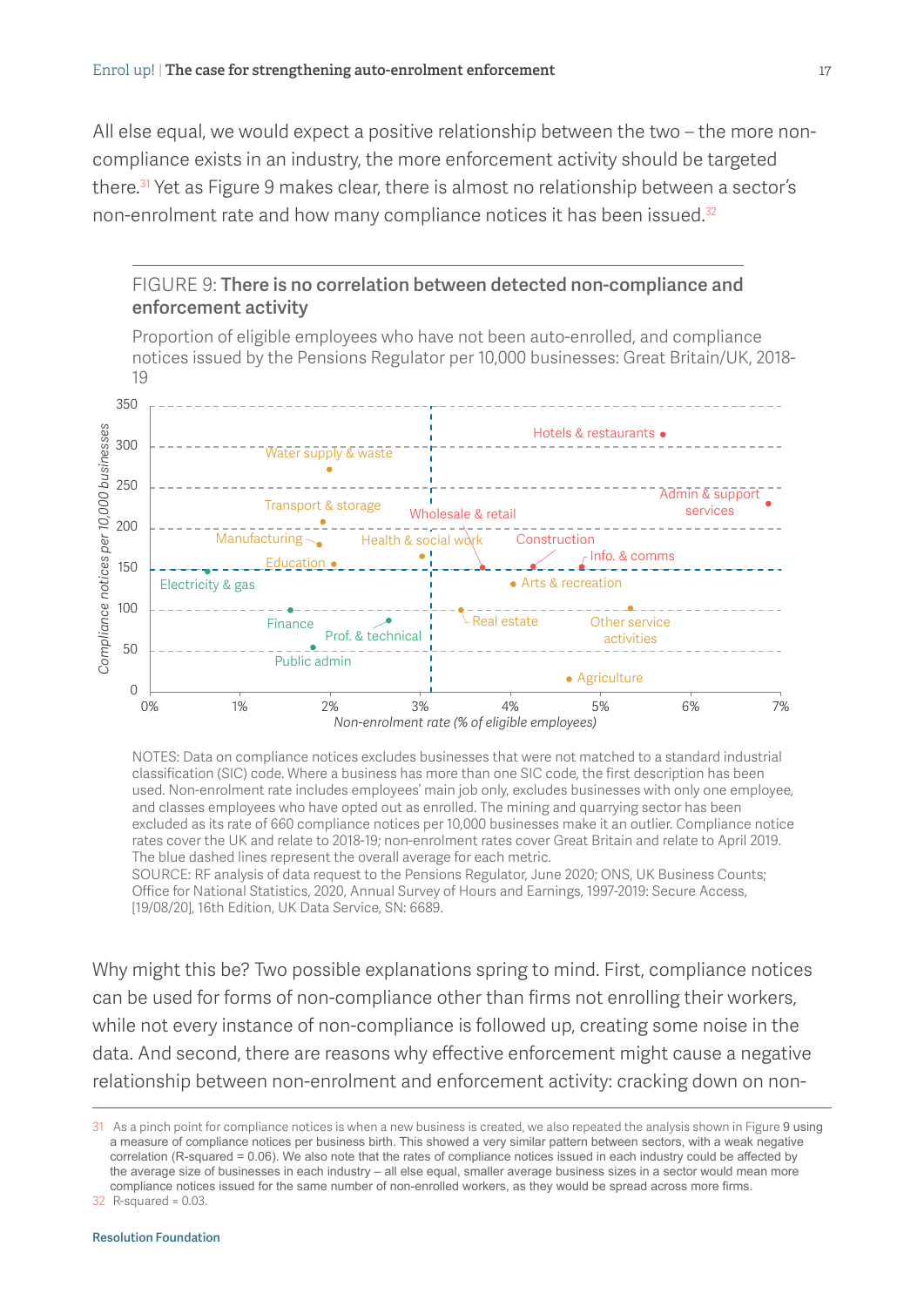All else equal, we would expect a positive relationship between the two – the more non-compliance exists in an industry, the more enforcement activity should be targeted there.[31] Yet as Figure 9 makes clear, there is almost no relationship between a sector's non-enrolment rate and how many compliance notices it has been issued.[32]

FIGURE 9: **There is no correlation between detected non-compliance and enforcement activity**

Proportion of eligible employees who have not been auto-enrolled, and compliance notices issued by the Pensions Regulator per 10,000 businesses: Great Britain/UK, 2018-19

NOTES: Data on compliance notices excludes businesses that were not matched to a standard industrial classification (SIC) code. Where a business has more than one SIC code, the first description has been used. Non-enrolment rate includes employees' main job only, excludes businesses with only one employee, and classes employees who have opted out as enrolled. The mining and quarrying sector has been excluded as its rate of 660 compliance notices per 10,000 businesses make it an outlier. Compliance notice rates cover the UK and relate to 2018-19; non-enrolment rates cover Great Britain and relate to April 2019. The blue dashed lines represent the overall average for each metric.
SOURCE: RF analysis of data request to the Pensions Regulator, June 2020; ONS, UK Business Counts; Office for National Statistics, 2020, Annual Survey of Hours and Earnings, 1997-2019: Secure Access, [19/08/20], 16th Edition, UK Data Service, SN: 6689.

Why might this be? Two possible explanations spring to mind. First, compliance notices can be used for forms of non-compliance other than firms not enrolling their workers, while not every instance of non-compliance is followed up, creating some noise in the data. And second, there are reasons why effective enforcement might cause a negative relationship between non-enrolment and enforcement activity: cracking down on non-

31 As a pinch point for compliance notices is when a new business is created, we also repeated the analysis shown in Figure 9 using a measure of compliance notices per business birth. This showed a very similar pattern between sectors, with a weak negative correlation (R-squared = 0.06). We also note that the rates of compliance notices issued in each industry could be affected by the average size of businesses in each industry – all else equal, smaller average business sizes in a sector would mean more compliance notices issued for the same number of non-enrolled workers, as they would be spread across more firms.

32 R-squared = 0.03.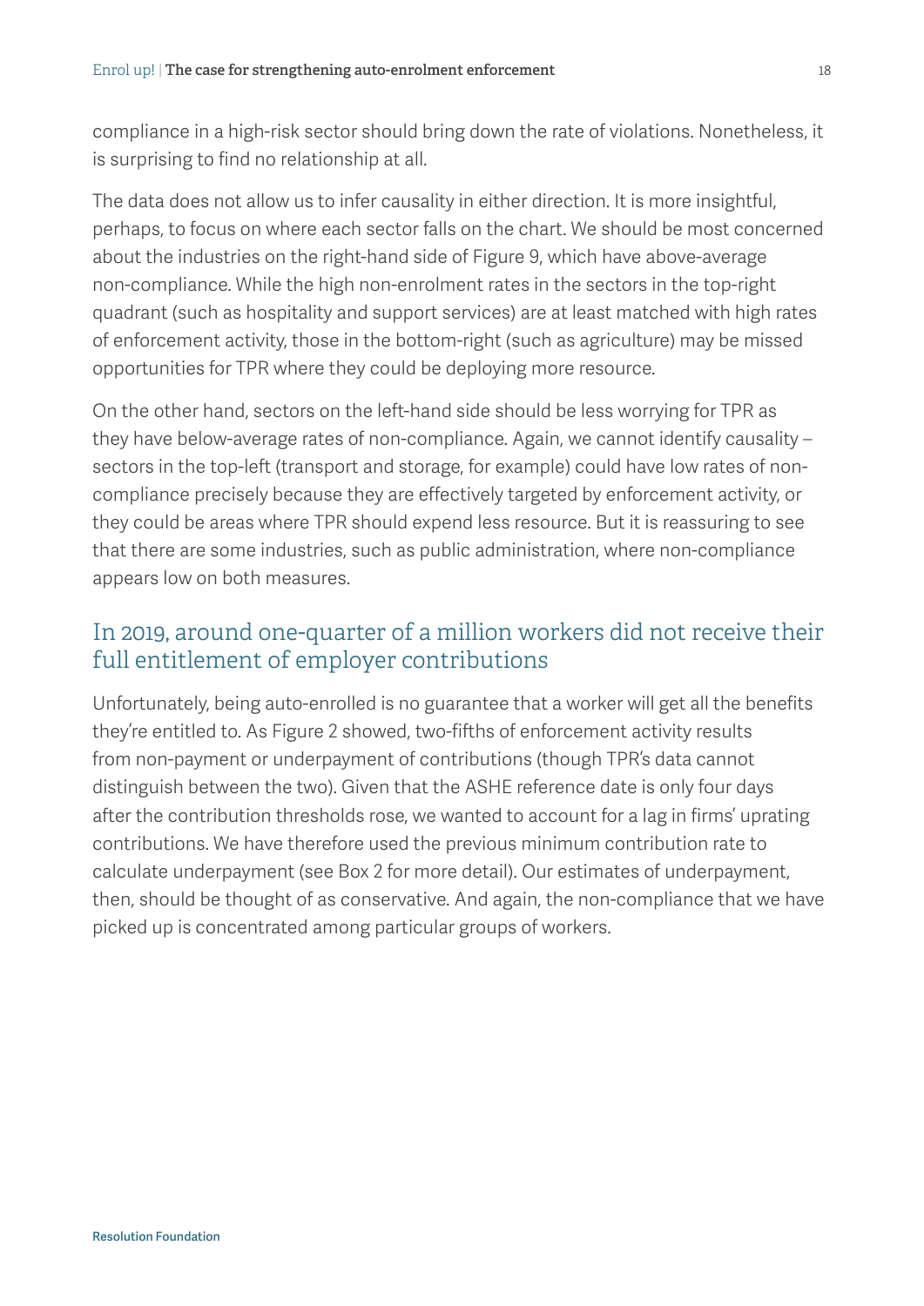compliance in a high-risk sector should bring down the rate of violations. Nonetheless, it is surprising to find no relationship at all.

The data does not allow us to infer causality in either direction. It is more insightful, perhaps, to focus on where each sector falls on the chart. We should be most concerned about the industries on the right-hand side of Figure 9, which have above-average non-compliance. While the high non-enrolment rates in the sectors in the top-right quadrant (such as hospitality and support services) are at least matched with high rates of enforcement activity, those in the bottom-right (such as agriculture) may be missed opportunities for TPR where they could be deploying more resource.

On the other hand, sectors on the left-hand side should be less worrying for TPR as they have below-average rates of non-compliance. Again, we cannot identify causality – sectors in the top-left (transport and storage, for example) could have low rates of non-compliance precisely because they are effectively targeted by enforcement activity, or they could be areas where TPR should expend less resource. But it is reassuring to see that there are some industries, such as public administration, where non-compliance appears low on both measures.

## In 2019, around one-quarter of a million workers did not receive their full entitlement of employer contributions

Unfortunately, being auto-enrolled is no guarantee that a worker will get all the benefits they're entitled to. As Figure 2 showed, two-fifths of enforcement activity results from non-payment or underpayment of contributions (though TPR's data cannot distinguish between the two). Given that the ASHE reference date is only four days after the contribution thresholds rose, we wanted to account for a lag in firms' uprating contributions. We have therefore used the previous minimum contribution rate to calculate underpayment (see Box 2 for more detail). Our estimates of underpayment, then, should be thought of as conservative. And again, the non-compliance that we have picked up is concentrated among particular groups of workers.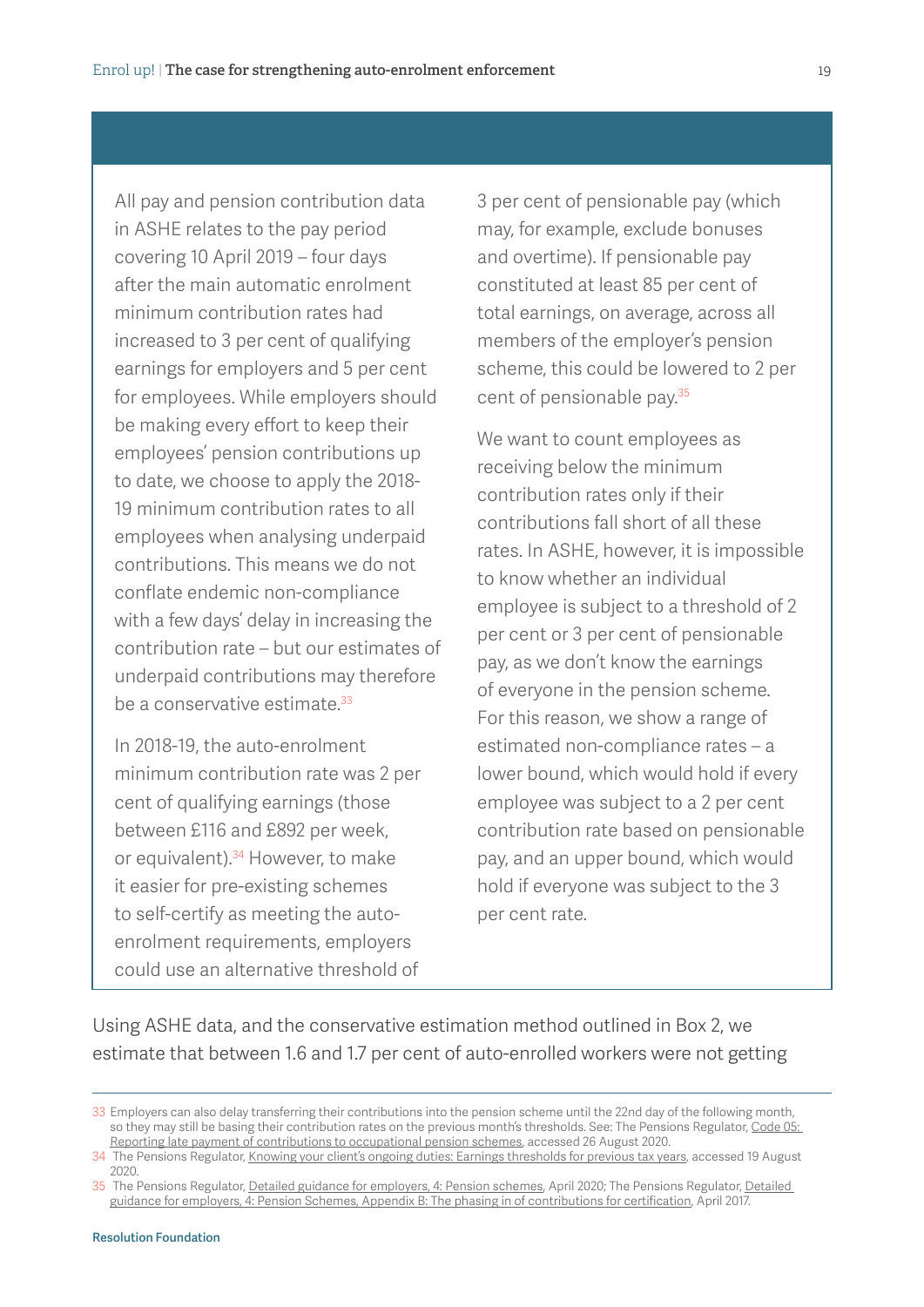All pay and pension contribution data in ASHE relates to the pay period covering 10 April 2019 – four days after the main automatic enrolment minimum contribution rates had increased to 3 per cent of qualifying earnings for employers and 5 per cent for employees. While employers should be making every effort to keep their employees' pension contributions up to date, we choose to apply the 2018-19 minimum contribution rates to all employees when analysing underpaid contributions. This means we do not conflate endemic non-compliance with a few days' delay in increasing the contribution rate – but our estimates of underpaid contributions may therefore be a conservative estimate.[33]

In 2018-19, the auto-enrolment minimum contribution rate was 2 per cent of qualifying earnings (those between £116 and £892 per week, or equivalent).[34] However, to make it easier for pre-existing schemes to self-certify as meeting the auto-enrolment requirements, employers could use an alternative threshold of 3 per cent of pensionable pay (which may, for example, exclude bonuses and overtime). If pensionable pay constituted at least 85 per cent of total earnings, on average, across all members of the employer's pension scheme, this could be lowered to 2 per cent of pensionable pay.[35]

We want to count employees as receiving below the minimum contribution rates only if their contributions fall short of all these rates. In ASHE, however, it is impossible to know whether an individual employee is subject to a threshold of 2 per cent or 3 per cent of pensionable pay, as we don't know the earnings of everyone in the pension scheme. For this reason, we show a range of estimated non-compliance rates – a lower bound, which would hold if every employee was subject to a 2 per cent contribution rate based on pensionable pay, and an upper bound, which would hold if everyone was subject to the 3 per cent rate.

Using ASHE data, and the conservative estimation method outlined in Box 2, we estimate that between 1.6 and 1.7 per cent of auto-enrolled workers were not getting

---

33 Employers can also delay transferring their contributions into the pension scheme until the 22nd day of the following month, so they may still be basing their contribution rates on the previous month's thresholds. See: The Pensions Regulator, Code 05: Reporting late payment of contributions to occupational pension schemes, accessed 26 August 2020.

34 The Pensions Regulator, Knowing your client's ongoing duties: Earnings thresholds for previous tax years, accessed 19 August 2020.

35 The Pensions Regulator, Detailed guidance for employers, 4: Pension schemes, April 2020; The Pensions Regulator, Detailed guidance for employers, 4: Pension Schemes, Appendix B: The phasing in of contributions for certification, April 2017.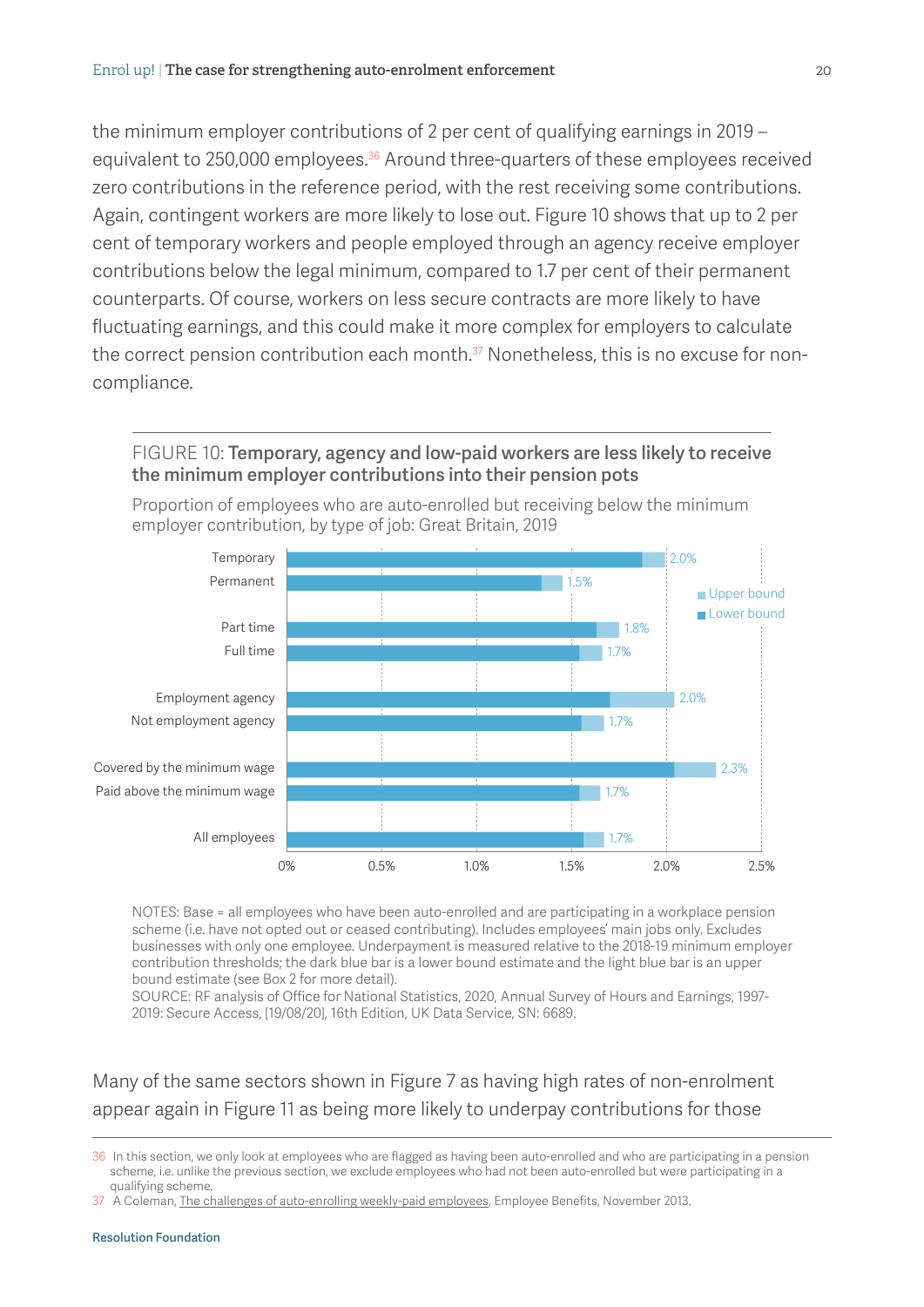the minimum employer contributions of 2 per cent of qualifying earnings in 2019 – equivalent to 250,000 employees.[36] Around three-quarters of these employees received zero contributions in the reference period, with the rest receiving some contributions. Again, contingent workers are more likely to lose out. Figure 10 shows that up to 2 per cent of temporary workers and people employed through an agency receive employer contributions below the legal minimum, compared to 1.7 per cent of their permanent counterparts. Of course, workers on less secure contracts are more likely to have fluctuating earnings, and this could make it more complex for employers to calculate the correct pension contribution each month.[37] Nonetheless, this is no excuse for non-compliance.

FIGURE 10: **Temporary, agency and low-paid workers are less likely to receive the minimum employer contributions into their pension pots**

Proportion of employees who are auto-enrolled but receiving below the minimum employer contribution, by type of job: Great Britain, 2019

| Type of job | Upper bound |
|---|---|
| Temporary | 2.0% |
| Permanent | 1.5% |
| Part time | 1.8% |
| Full time | 1.7% |
| Employment agency | 2.0% |
| Not employment agency | 1.7% |
| Covered by the minimum wage | 2.3% |
| Paid above the minimum wage | 1.7% |
| All employees | 1.7% |

NOTES: Base = all employees who have been auto-enrolled and are participating in a workplace pension scheme (i.e. have not opted out or ceased contributing). Includes employees' main jobs only. Excludes businesses with only one employee. Underpayment is measured relative to the 2018-19 minimum employer contribution thresholds; the dark blue bar is a lower bound estimate and the light blue bar is an upper bound estimate (see Box 2 for more detail).
SOURCE: RF analysis of Office for National Statistics, 2020, Annual Survey of Hours and Earnings, 1997-2019: Secure Access, [19/08/20], 16th Edition, UK Data Service, SN: 6689.

Many of the same sectors shown in Figure 7 as having high rates of non-enrolment appear again in Figure 11 as being more likely to underpay contributions for those

36 In this section, we only look at employees who are flagged as having been auto-enrolled and who are participating in a pension scheme, i.e. unlike the previous section, we exclude employees who had not been auto-enrolled but were participating in a qualifying scheme.

37 A Coleman, The challenges of auto-enrolling weekly-paid employees, Employee Benefits, November 2013.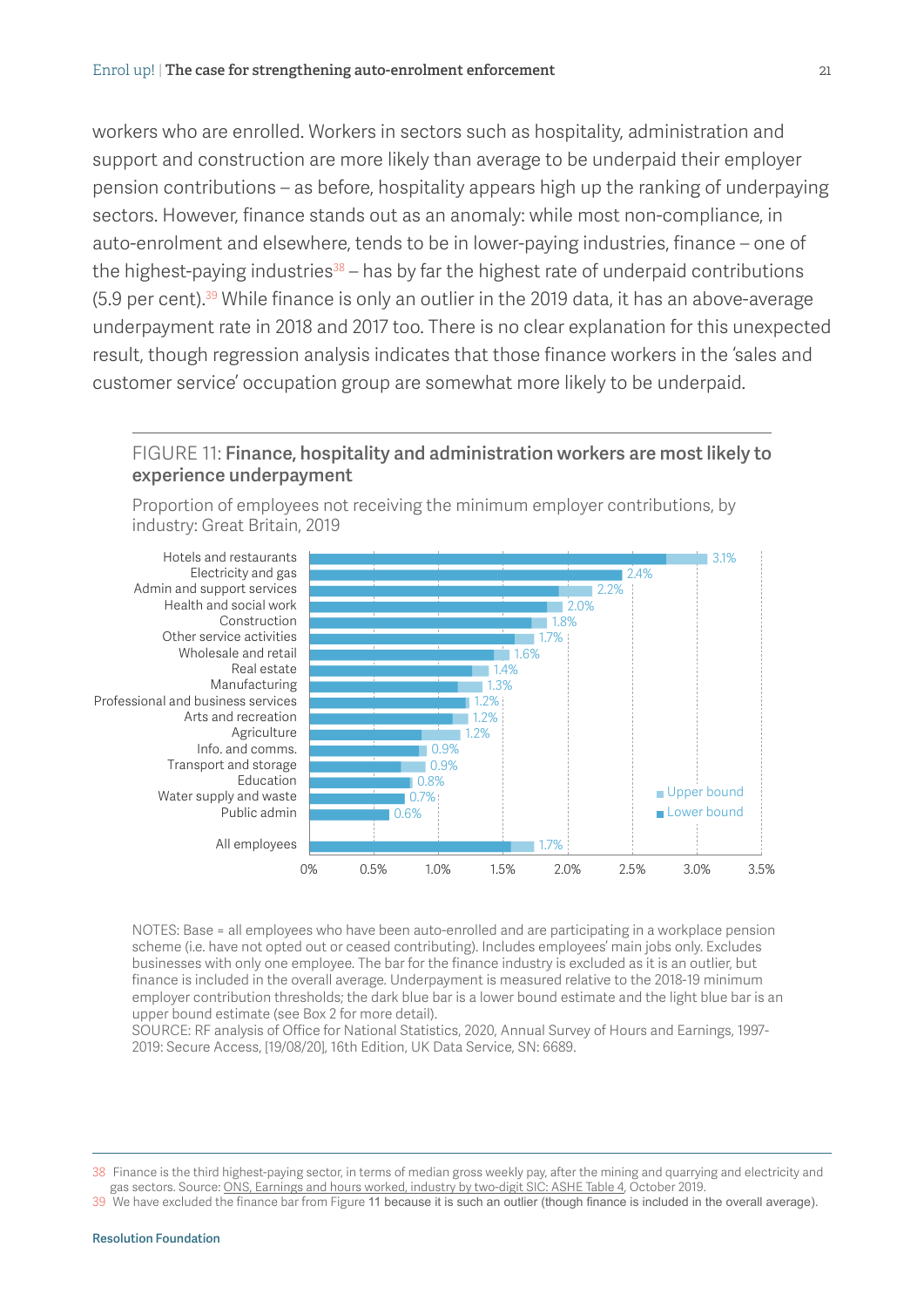workers who are enrolled. Workers in sectors such as hospitality, administration and support and construction are more likely than average to be underpaid their employer pension contributions – as before, hospitality appears high up the ranking of underpaying sectors. However, finance stands out as an anomaly: while most non-compliance, in auto-enrolment and elsewhere, tends to be in lower-paying industries, finance – one of the highest-paying industries[38] – has by far the highest rate of underpaid contributions (5.9 per cent).[39] While finance is only an outlier in the 2019 data, it has an above-average underpayment rate in 2018 and 2017 too. There is no clear explanation for this unexpected result, though regression analysis indicates that those finance workers in the 'sales and customer service' occupation group are somewhat more likely to be underpaid.

FIGURE 11: **Finance, hospitality and administration workers are most likely to experience underpayment**

Proportion of employees not receiving the minimum employer contributions, by industry: Great Britain, 2019

| Industry | Upper bound |
|---|---|
| Hotels and restaurants | 3.1% |
| Electricity and gas | 2.4% |
| Admin and support services | 2.2% |
| Health and social work | 2.0% |
| Construction | 1.8% |
| Other service activities | 1.7% |
| Wholesale and retail | 1.6% |
| Real estate | 1.4% |
| Manufacturing | 1.3% |
| Professional and business services | 1.2% |
| Arts and recreation | 1.2% |
| Agriculture | 1.2% |
| Info. and comms. | 0.9% |
| Transport and storage | 0.9% |
| Education | 0.8% |
| Water supply and waste | 0.7% |
| Public admin | 0.6% |
| All employees | 1.7% |

NOTES: Base = all employees who have been auto-enrolled and are participating in a workplace pension scheme (i.e. have not opted out or ceased contributing). Includes employees' main jobs only. Excludes businesses with only one employee. The bar for the finance industry is excluded as it is an outlier, but finance is included in the overall average. Underpayment is measured relative to the 2018-19 minimum employer contribution thresholds; the dark blue bar is a lower bound estimate and the light blue bar is an upper bound estimate (see Box 2 for more detail).
SOURCE: RF analysis of Office for National Statistics, 2020, Annual Survey of Hours and Earnings, 1997-2019: Secure Access, [19/08/20], 16th Edition, UK Data Service, SN: 6689.

---

[38] Finance is the third highest-paying sector, in terms of median gross weekly pay, after the mining and quarrying and electricity and gas sectors. Source: ONS, Earnings and hours worked, industry by two-digit SIC: ASHE Table 4, October 2019.

[39] We have excluded the finance bar from Figure 11 because it is such an outlier (though finance is included in the overall average).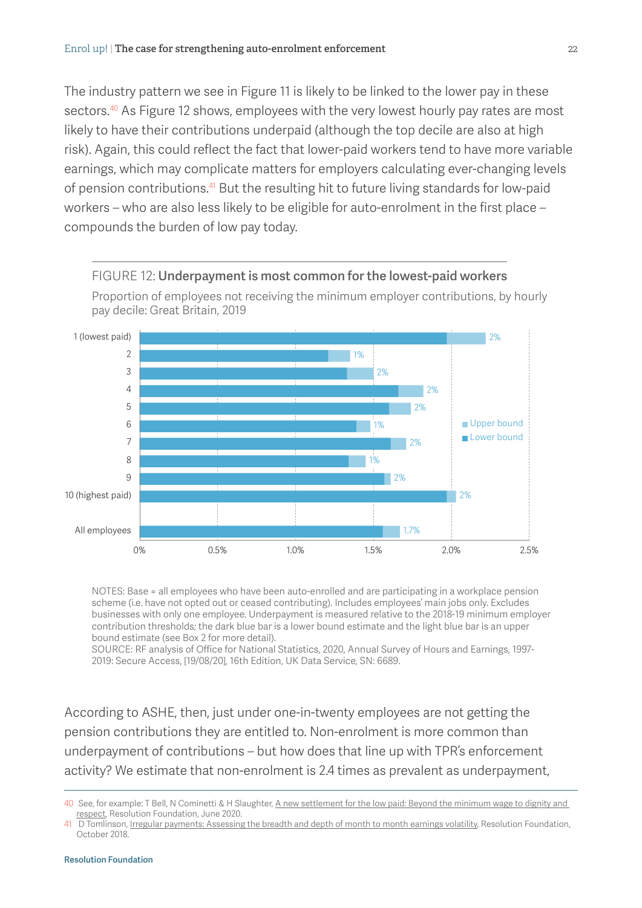The industry pattern we see in Figure 11 is likely to be linked to the lower pay in these sectors.[40] As Figure 12 shows, employees with the very lowest hourly pay rates are most likely to have their contributions underpaid (although the top decile are also at high risk). Again, this could reflect the fact that lower-paid workers tend to have more variable earnings, which may complicate matters for employers calculating ever-changing levels of pension contributions.[41] But the resulting hit to future living standards for low-paid workers – who are also less likely to be eligible for auto-enrolment in the first place – compounds the burden of low pay today.

FIGURE 12: **Underpayment is most common for the lowest-paid workers**

Proportion of employees not receiving the minimum employer contributions, by hourly pay decile: Great Britain, 2019

| Hourly pay decile | Upper bound |
|---|---|
| 1 (lowest paid) | 2% |
| 2 | 1% |
| 3 | 2% |
| 4 | 2% |
| 5 | 2% |
| 6 | 1% |
| 7 | 2% |
| 8 | 1% |
| 9 | 2% |
| 10 (highest paid) | 2% |
| All employees | 1.7% |

NOTES: Base = all employees who have been auto-enrolled and are participating in a workplace pension scheme (i.e. have not opted out or ceased contributing). Includes employees' main jobs only. Excludes businesses with only one employee. Underpayment is measured relative to the 2018-19 minimum employer contribution thresholds; the dark blue bar is a lower bound estimate and the light blue bar is an upper bound estimate (see Box 2 for more detail).
SOURCE: RF analysis of Office for National Statistics, 2020, Annual Survey of Hours and Earnings, 1997-2019: Secure Access, [19/08/20], 16th Edition, UK Data Service, SN: 6689.

According to ASHE, then, just under one-in-twenty employees are not getting the pension contributions they are entitled to. Non-enrolment is more common than underpayment of contributions – but how does that line up with TPR's enforcement activity? We estimate that non-enrolment is 2.4 times as prevalent as underpayment,

40 See, for example: T Bell, N Cominetti & H Slaughter, A new settlement for the low paid: Beyond the minimum wage to dignity and respect, Resolution Foundation, June 2020.

41 D Tomlinson, Irregular payments: Assessing the breadth and depth of month to month earnings volatility, Resolution Foundation, October 2018.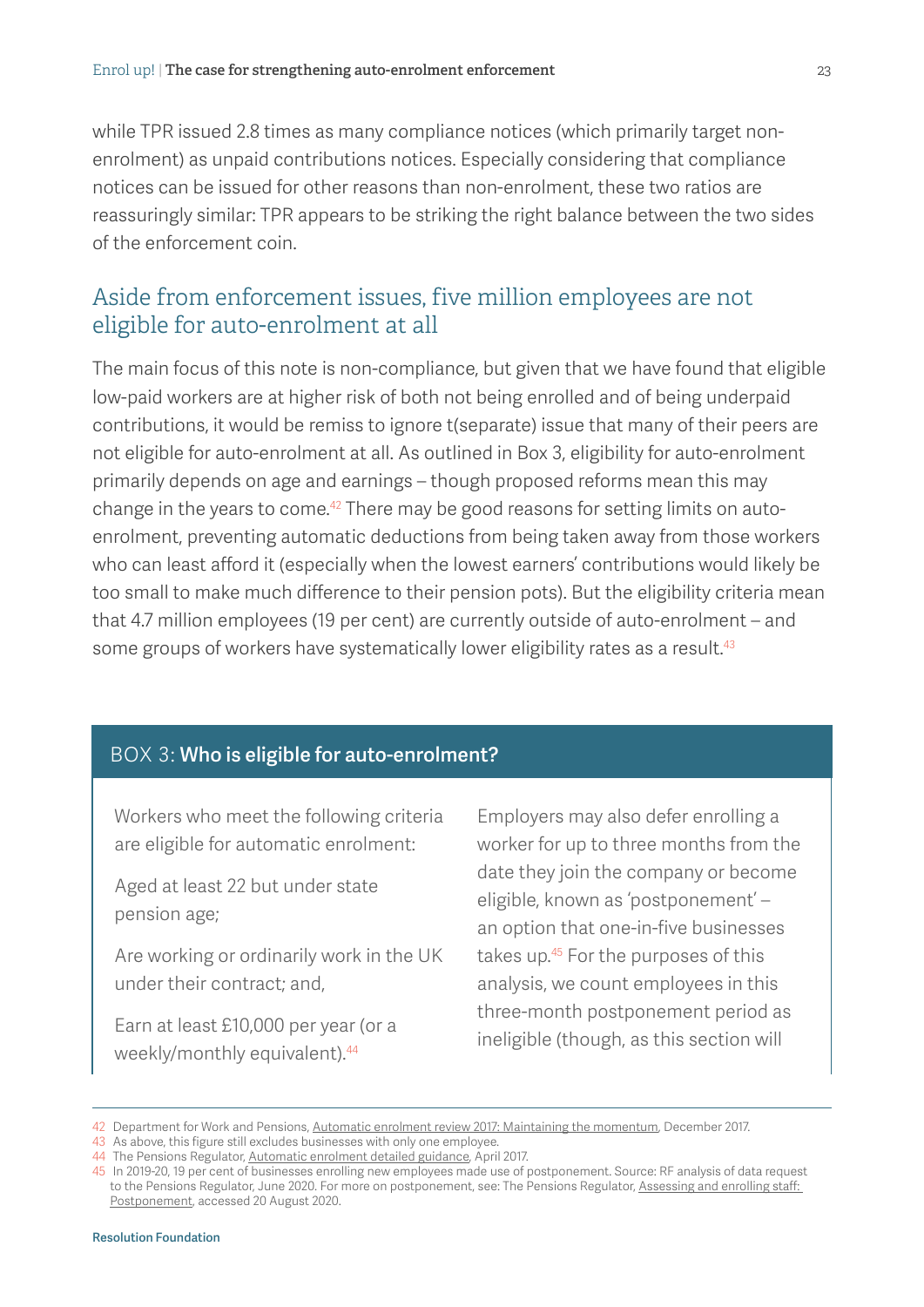while TPR issued 2.8 times as many compliance notices (which primarily target non-enrolment) as unpaid contributions notices. Especially considering that compliance notices can be issued for other reasons than non-enrolment, these two ratios are reassuringly similar: TPR appears to be striking the right balance between the two sides of the enforcement coin.

## Aside from enforcement issues, five million employees are not eligible for auto-enrolment at all

The main focus of this note is non-compliance, but given that we have found that eligible low-paid workers are at higher risk of both not being enrolled and of being underpaid contributions, it would be remiss to ignore t(separate) issue that many of their peers are not eligible for auto-enrolment at all. As outlined in Box 3, eligibility for auto-enrolment primarily depends on age and earnings – though proposed reforms mean this may change in the years to come.[42] There may be good reasons for setting limits on auto-enrolment, preventing automatic deductions from being taken away from those workers who can least afford it (especially when the lowest earners' contributions would likely be too small to make much difference to their pension pots). But the eligibility criteria mean that 4.7 million employees (19 per cent) are currently outside of auto-enrolment – and some groups of workers have systematically lower eligibility rates as a result.[43]

### BOX 3: Who is eligible for auto-enrolment?

Workers who meet the following criteria are eligible for automatic enrolment:

Aged at least 22 but under state pension age;

Are working or ordinarily work in the UK under their contract; and,

Earn at least £10,000 per year (or a weekly/monthly equivalent).[44]

Employers may also defer enrolling a worker for up to three months from the date they join the company or become eligible, known as 'postponement' – an option that one-in-five businesses takes up.[45] For the purposes of this analysis, we count employees in this three-month postponement period as ineligible (though, as this section will

---

42 Department for Work and Pensions, Automatic enrolment review 2017: Maintaining the momentum, December 2017.

43 As above, this figure still excludes businesses with only one employee.

44 The Pensions Regulator, Automatic enrolment detailed guidance, April 2017.

45 In 2019-20, 19 per cent of businesses enrolling new employees made use of postponement. Source: RF analysis of data request to the Pensions Regulator, June 2020. For more on postponement, see: The Pensions Regulator, Assessing and enrolling staff: Postponement, accessed 20 August 2020.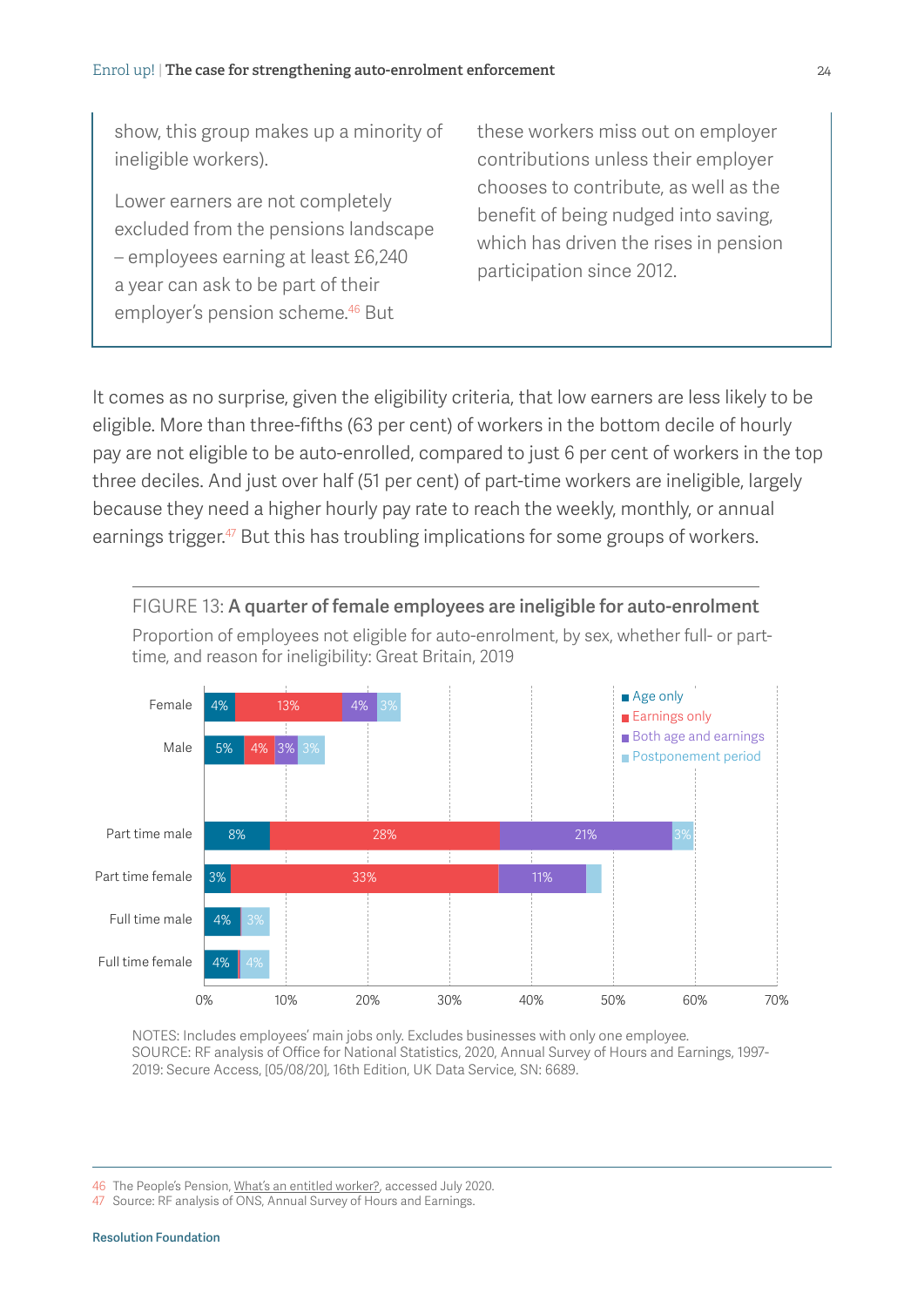show, this group makes up a minority of ineligible workers).

Lower earners are not completely excluded from the pensions landscape – employees earning at least £6,240 a year can ask to be part of their employer's pension scheme.[46] But these workers miss out on employer contributions unless their employer chooses to contribute, as well as the benefit of being nudged into saving, which has driven the rises in pension participation since 2012.

It comes as no surprise, given the eligibility criteria, that low earners are less likely to be eligible. More than three-fifths (63 per cent) of workers in the bottom decile of hourly pay are not eligible to be auto-enrolled, compared to just 6 per cent of workers in the top three deciles. And just over half (51 per cent) of part-time workers are ineligible, largely because they need a higher hourly pay rate to reach the weekly, monthly, or annual earnings trigger.[47] But this has troubling implications for some groups of workers.

FIGURE 13: **A quarter of female employees are ineligible for auto-enrolment**

Proportion of employees not eligible for auto-enrolment, by sex, whether full- or part-time, and reason for ineligibility: Great Britain, 2019

| | Age only | Earnings only | Both age and earnings | Postponement period |
|---|---|---|---|---|
| Female | 4% | 13% | 4% | 3% |
| Male | 5% | 4% | 3% | 3% |
| Part time male | 8% | 28% | 21% | 3% |
| Part time female | 3% | 33% | 11% | |
| Full time male | 4% | | | 3% |
| Full time female | 4% | | | 4% |

NOTES: Includes employees' main jobs only. Excludes businesses with only one employee.
SOURCE: RF analysis of Office for National Statistics, 2020, Annual Survey of Hours and Earnings, 1997-2019: Secure Access, [05/08/20], 16th Edition, UK Data Service, SN: 6689.

46 The People's Pension, What's an entitled worker?, accessed July 2020.
47 Source: RF analysis of ONS, Annual Survey of Hours and Earnings.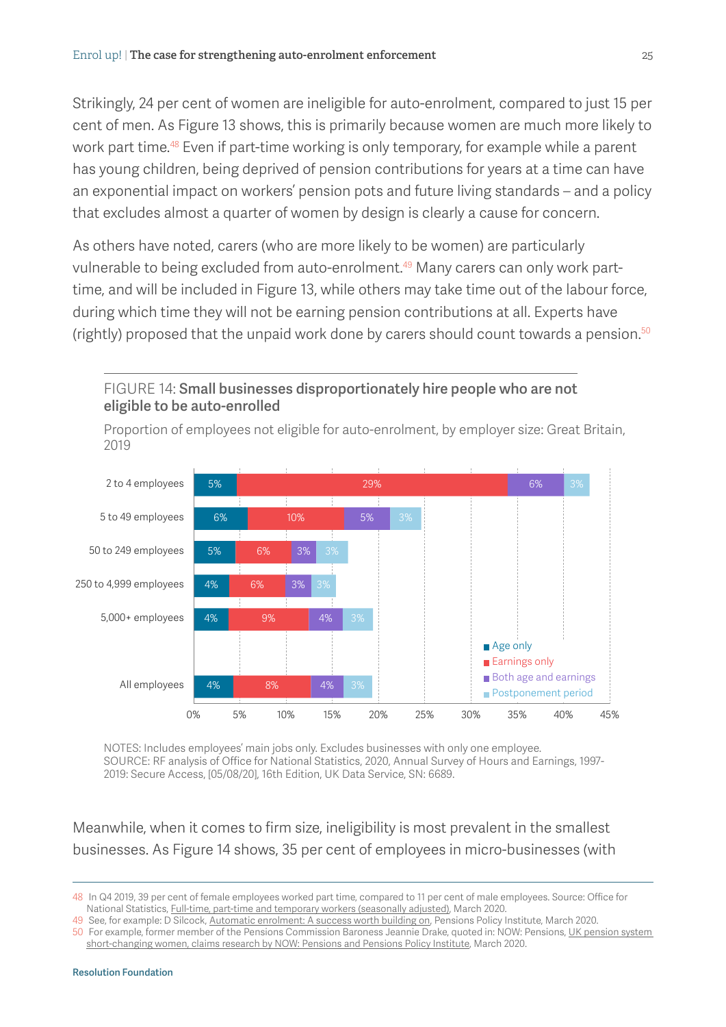Strikingly, 24 per cent of women are ineligible for auto-enrolment, compared to just 15 per cent of men. As Figure 13 shows, this is primarily because women are much more likely to work part time.[48] Even if part-time working is only temporary, for example while a parent has young children, being deprived of pension contributions for years at a time can have an exponential impact on workers' pension pots and future living standards – and a policy that excludes almost a quarter of women by design is clearly a cause for concern.

As others have noted, carers (who are more likely to be women) are particularly vulnerable to being excluded from auto-enrolment.[49] Many carers can only work part-time, and will be included in Figure 13, while others may take time out of the labour force, during which time they will not be earning pension contributions at all. Experts have (rightly) proposed that the unpaid work done by carers should count towards a pension.[50]

FIGURE 14: **Small businesses disproportionately hire people who are not eligible to be auto-enrolled**

Proportion of employees not eligible for auto-enrolment, by employer size: Great Britain, 2019

| Employer size | Age only | Earnings only | Both age and earnings | Postponement period |
|---|---|---|---|---|
| 2 to 4 employees | 5% | 29% | 6% | 3% |
| 5 to 49 employees | 6% | 10% | 5% | 3% |
| 50 to 249 employees | 5% | 6% | 3% | 3% |
| 250 to 4,999 employees | 4% | 6% | 3% | 3% |
| 5,000+ employees | 4% | 9% | 4% | 3% |
| All employees | 4% | 8% | 4% | 3% |

NOTES: Includes employees' main jobs only. Excludes businesses with only one employee.
SOURCE: RF analysis of Office for National Statistics, 2020, Annual Survey of Hours and Earnings, 1997-2019: Secure Access, [05/08/20], 16th Edition, UK Data Service, SN: 6689.

Meanwhile, when it comes to firm size, ineligibility is most prevalent in the smallest businesses. As Figure 14 shows, 35 per cent of employees in micro-businesses (with

---

48 In Q4 2019, 39 per cent of female employees worked part time, compared to 11 per cent of male employees. Source: Office for National Statistics, Full-time, part-time and temporary workers (seasonally adjusted), March 2020.

49 See, for example: D Silcock, Automatic enrolment: A success worth building on, Pensions Policy Institute, March 2020.

50 For example, former member of the Pensions Commission Baroness Jeannie Drake, quoted in: NOW: Pensions, UK pension system short-changing women, claims research by NOW: Pensions and Pensions Policy Institute, March 2020.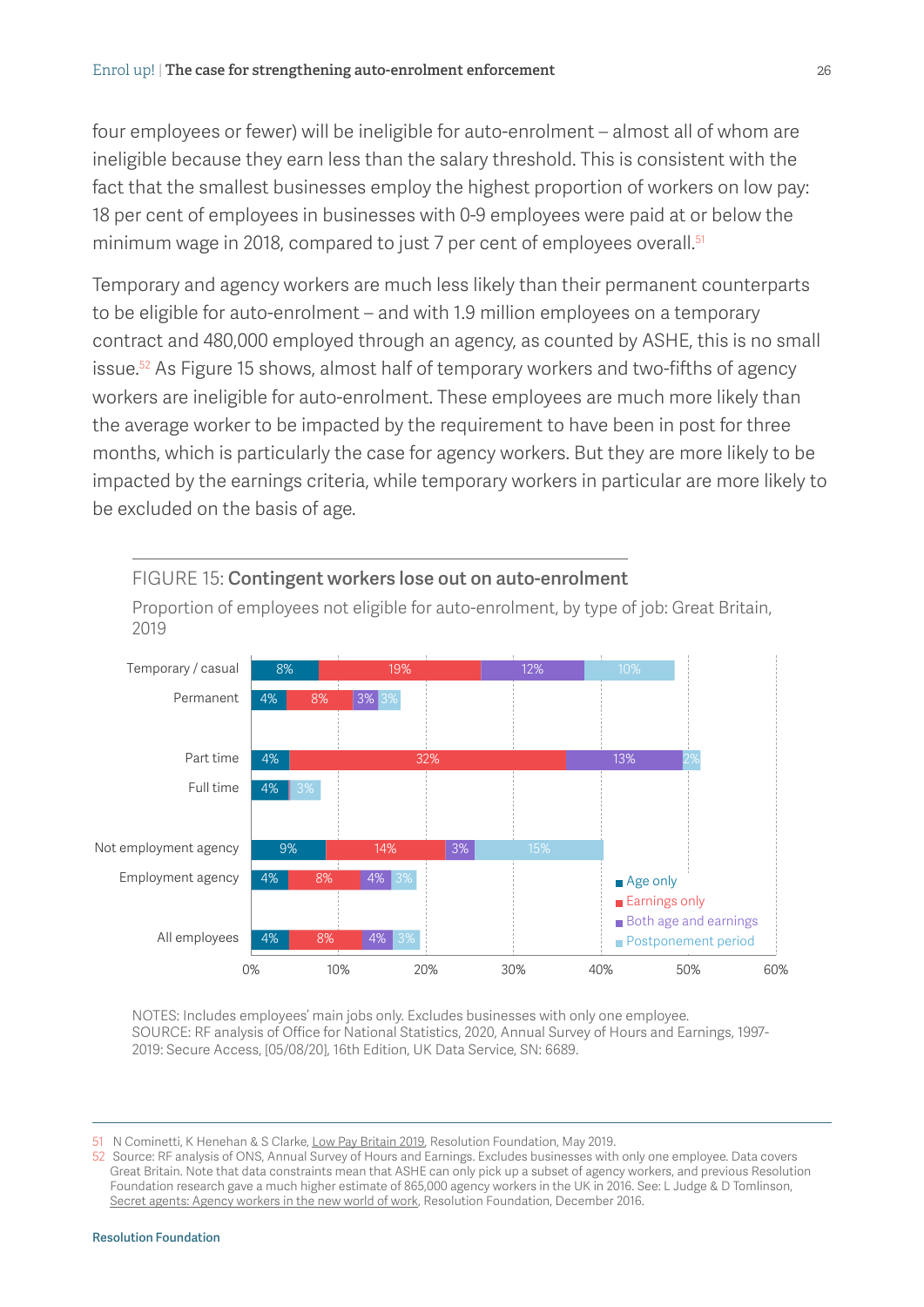four employees or fewer) will be ineligible for auto-enrolment – almost all of whom are ineligible because they earn less than the salary threshold. This is consistent with the fact that the smallest businesses employ the highest proportion of workers on low pay: 18 per cent of employees in businesses with 0-9 employees were paid at or below the minimum wage in 2018, compared to just 7 per cent of employees overall.[51]

Temporary and agency workers are much less likely than their permanent counterparts to be eligible for auto-enrolment – and with 1.9 million employees on a temporary contract and 480,000 employed through an agency, as counted by ASHE, this is no small issue.[52] As Figure 15 shows, almost half of temporary workers and two-fifths of agency workers are ineligible for auto-enrolment. These employees are much more likely than the average worker to be impacted by the requirement to have been in post for three months, which is particularly the case for agency workers. But they are more likely to be impacted by the earnings criteria, while temporary workers in particular are more likely to be excluded on the basis of age.

FIGURE 15: **Contingent workers lose out on auto-enrolment**

Proportion of employees not eligible for auto-enrolment, by type of job: Great Britain, 2019

| | Age only | Earnings only | Both age and earnings | Postponement period |
|---|---|---|---|---|
| Temporary / casual | 8% | 19% | 12% | 10% |
| Permanent | 4% | 8% | 3% | 3% |
| Part time | 4% | 32% | 13% | 2% |
| Full time | 4% | | | 3% |
| Not employment agency | 9% | 14% | 3% | 15% |
| Employment agency | 4% | 8% | 4% | 3% |
| All employees | 4% | 8% | 4% | 3% |

NOTES: Includes employees' main jobs only. Excludes businesses with only one employee.
SOURCE: RF analysis of Office for National Statistics, 2020, Annual Survey of Hours and Earnings, 1997-2019: Secure Access, [05/08/20], 16th Edition, UK Data Service, SN: 6689.

---

51 N Cominetti, K Henehan & S Clarke, Low Pay Britain 2019, Resolution Foundation, May 2019.

52 Source: RF analysis of ONS, Annual Survey of Hours and Earnings. Excludes businesses with only one employee. Data covers Great Britain. Note that data constraints mean that ASHE can only pick up a subset of agency workers, and previous Resolution Foundation research gave a much higher estimate of 865,000 agency workers in the UK in 2016. See: L Judge & D Tomlinson, Secret agents: Agency workers in the new world of work, Resolution Foundation, December 2016.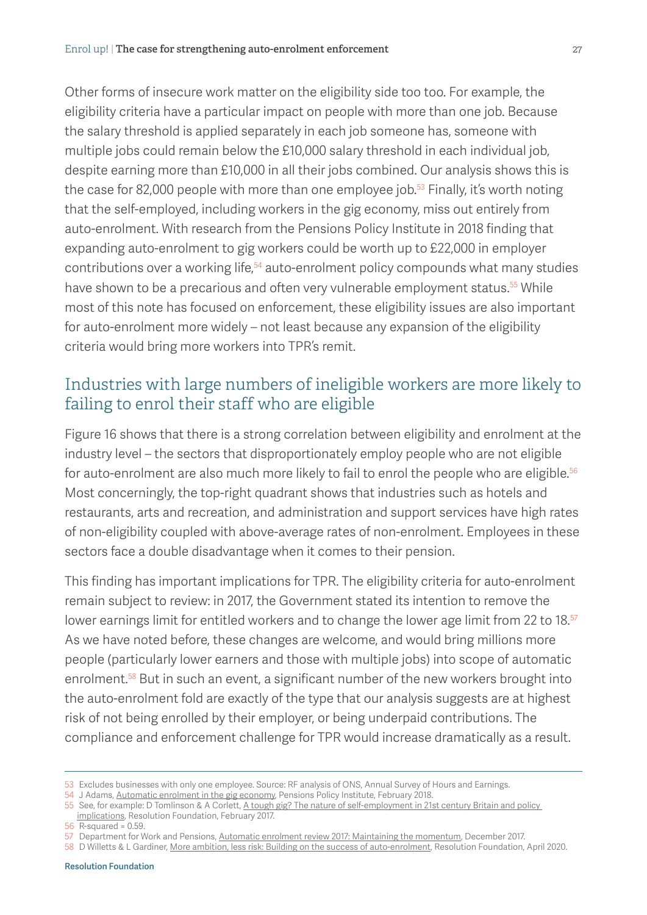Other forms of insecure work matter on the eligibility side too too. For example, the eligibility criteria have a particular impact on people with more than one job. Because the salary threshold is applied separately in each job someone has, someone with multiple jobs could remain below the £10,000 salary threshold in each individual job, despite earning more than £10,000 in all their jobs combined. Our analysis shows this is the case for 82,000 people with more than one employee job.[53] Finally, it's worth noting that the self-employed, including workers in the gig economy, miss out entirely from auto-enrolment. With research from the Pensions Policy Institute in 2018 finding that expanding auto-enrolment to gig workers could be worth up to £22,000 in employer contributions over a working life,[54] auto-enrolment policy compounds what many studies have shown to be a precarious and often very vulnerable employment status.[55] While most of this note has focused on enforcement, these eligibility issues are also important for auto-enrolment more widely – not least because any expansion of the eligibility criteria would bring more workers into TPR's remit.

## Industries with large numbers of ineligible workers are more likely to failing to enrol their staff who are eligible

Figure 16 shows that there is a strong correlation between eligibility and enrolment at the industry level – the sectors that disproportionately employ people who are not eligible for auto-enrolment are also much more likely to fail to enrol the people who are eligible.[56] Most concerningly, the top-right quadrant shows that industries such as hotels and restaurants, arts and recreation, and administration and support services have high rates of non-eligibility coupled with above-average rates of non-enrolment. Employees in these sectors face a double disadvantage when it comes to their pension.

This finding has important implications for TPR. The eligibility criteria for auto-enrolment remain subject to review: in 2017, the Government stated its intention to remove the lower earnings limit for entitled workers and to change the lower age limit from 22 to 18.[57] As we have noted before, these changes are welcome, and would bring millions more people (particularly lower earners and those with multiple jobs) into scope of automatic enrolment.[58] But in such an event, a significant number of the new workers brought into the auto-enrolment fold are exactly of the type that our analysis suggests are at highest risk of not being enrolled by their employer, or being underpaid contributions. The compliance and enforcement challenge for TPR would increase dramatically as a result.

---

53 Excludes businesses with only one employee. Source: RF analysis of ONS, Annual Survey of Hours and Earnings.

54 J Adams, Automatic enrolment in the gig economy, Pensions Policy Institute, February 2018.

55 See, for example: D Tomlinson & A Corlett, A tough gig? The nature of self-employment in 21st century Britain and policy implications, Resolution Foundation, February 2017.

56 R-squared = 0.59.

57 Department for Work and Pensions, Automatic enrolment review 2017: Maintaining the momentum, December 2017.

58 D Willetts & L Gardiner, More ambition, less risk: Building on the success of auto-enrolment, Resolution Foundation, April 2020.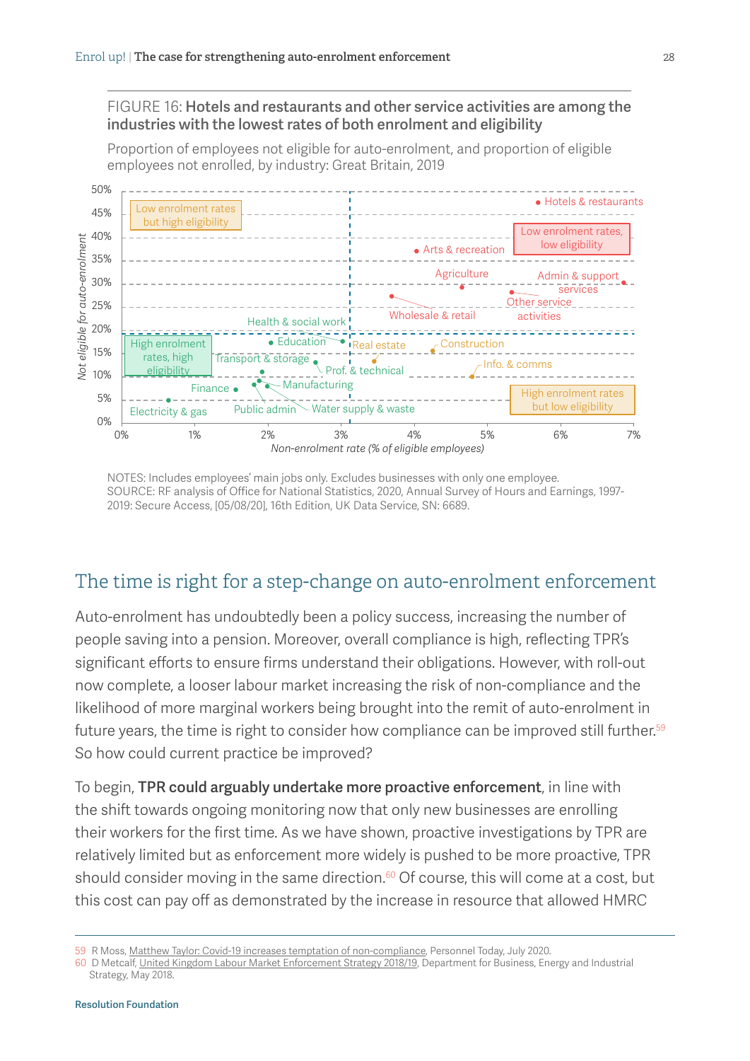FIGURE 16: **Hotels and restaurants and other service activities are among the industries with the lowest rates of both enrolment and eligibility**

Proportion of employees not eligible for auto-enrolment, and proportion of eligible employees not enrolled, by industry: Great Britain, 2019

NOTES: Includes employees' main jobs only. Excludes businesses with only one employee.
SOURCE: RF analysis of Office for National Statistics, 2020, Annual Survey of Hours and Earnings, 1997-2019: Secure Access, [05/08/20], 16th Edition, UK Data Service, SN: 6689.

## The time is right for a step-change on auto-enrolment enforcement

Auto-enrolment has undoubtedly been a policy success, increasing the number of people saving into a pension. Moreover, overall compliance is high, reflecting TPR's significant efforts to ensure firms understand their obligations. However, with roll-out now complete, a looser labour market increasing the risk of non-compliance and the likelihood of more marginal workers being brought into the remit of auto-enrolment in future years, the time is right to consider how compliance can be improved still further.[59] So how could current practice be improved?

To begin, **TPR could arguably undertake more proactive enforcement**, in line with the shift towards ongoing monitoring now that only new businesses are enrolling their workers for the first time. As we have shown, proactive investigations by TPR are relatively limited but as enforcement more widely is pushed to be more proactive, TPR should consider moving in the same direction.[60] Of course, this will come at a cost, but this cost can pay off as demonstrated by the increase in resource that allowed HMRC

59 R Moss, Matthew Taylor: Covid-19 increases temptation of non-compliance, Personnel Today, July 2020.
60 D Metcalf, United Kingdom Labour Market Enforcement Strategy 2018/19, Department for Business, Energy and Industrial Strategy, May 2018.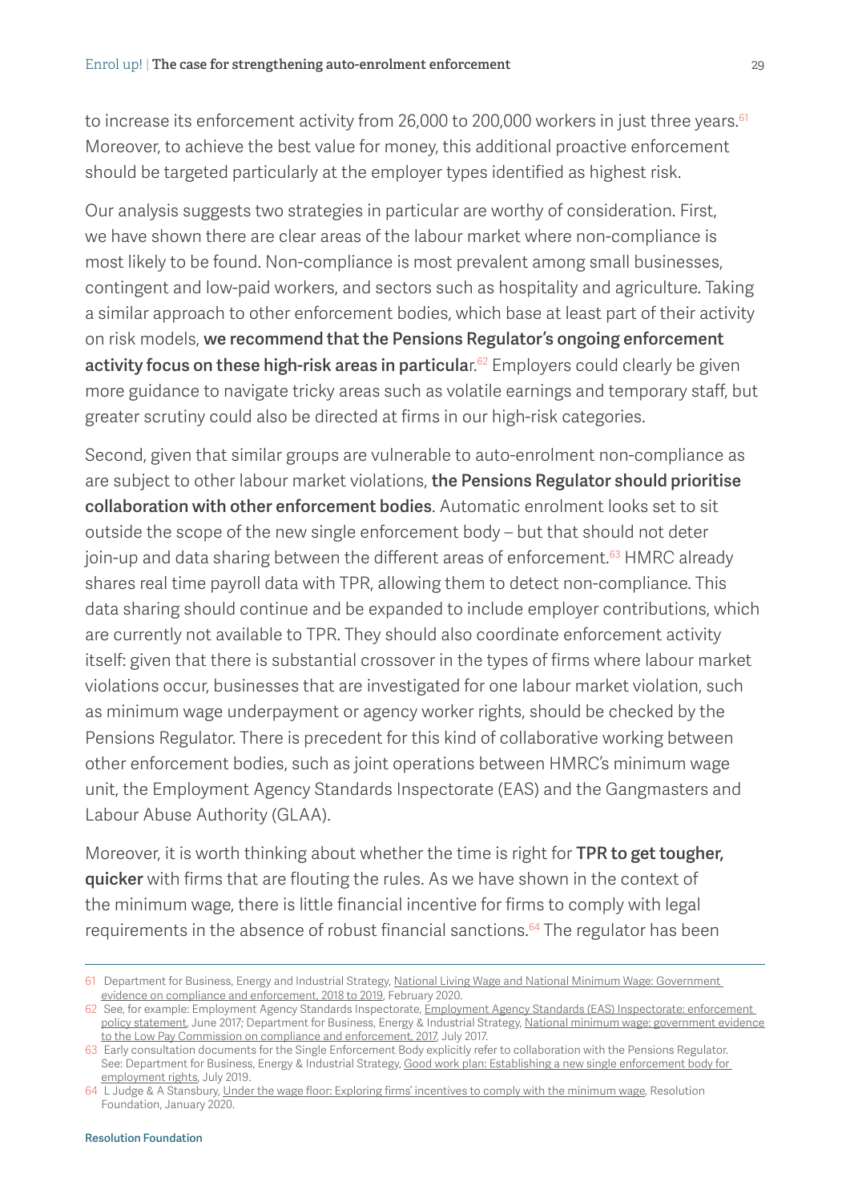to increase its enforcement activity from 26,000 to 200,000 workers in just three years.[61] Moreover, to achieve the best value for money, this additional proactive enforcement should be targeted particularly at the employer types identified as highest risk.

Our analysis suggests two strategies in particular are worthy of consideration. First, we have shown there are clear areas of the labour market where non-compliance is most likely to be found. Non-compliance is most prevalent among small businesses, contingent and low-paid workers, and sectors such as hospitality and agriculture. Taking a similar approach to other enforcement bodies, which base at least part of their activity on risk models, **we recommend that the Pensions Regulator's ongoing enforcement activity focus on these high-risk areas in particular**.[62] Employers could clearly be given more guidance to navigate tricky areas such as volatile earnings and temporary staff, but greater scrutiny could also be directed at firms in our high-risk categories.

Second, given that similar groups are vulnerable to auto-enrolment non-compliance as are subject to other labour market violations, **the Pensions Regulator should prioritise collaboration with other enforcement bodies**. Automatic enrolment looks set to sit outside the scope of the new single enforcement body – but that should not deter join-up and data sharing between the different areas of enforcement.[63] HMRC already shares real time payroll data with TPR, allowing them to detect non-compliance. This data sharing should continue and be expanded to include employer contributions, which are currently not available to TPR. They should also coordinate enforcement activity itself: given that there is substantial crossover in the types of firms where labour market violations occur, businesses that are investigated for one labour market violation, such as minimum wage underpayment or agency worker rights, should be checked by the Pensions Regulator. There is precedent for this kind of collaborative working between other enforcement bodies, such as joint operations between HMRC's minimum wage unit, the Employment Agency Standards Inspectorate (EAS) and the Gangmasters and Labour Abuse Authority (GLAA).

Moreover, it is worth thinking about whether the time is right for **TPR to get tougher, quicker** with firms that are flouting the rules. As we have shown in the context of the minimum wage, there is little financial incentive for firms to comply with legal requirements in the absence of robust financial sanctions.[64] The regulator has been

---

61 Department for Business, Energy and Industrial Strategy, National Living Wage and National Minimum Wage: Government evidence on compliance and enforcement, 2018 to 2019, February 2020.

62 See, for example: Employment Agency Standards Inspectorate, Employment Agency Standards (EAS) Inspectorate: enforcement policy statement, June 2017; Department for Business, Energy & Industrial Strategy, National minimum wage: government evidence to the Low Pay Commission on compliance and enforcement, 2017, July 2017.

63 Early consultation documents for the Single Enforcement Body explicitly refer to collaboration with the Pensions Regulator. See: Department for Business, Energy & Industrial Strategy, Good work plan: Establishing a new single enforcement body for employment rights, July 2019.

64 L Judge & A Stansbury, Under the wage floor: Exploring firms' incentives to comply with the minimum wage, Resolution Foundation, January 2020.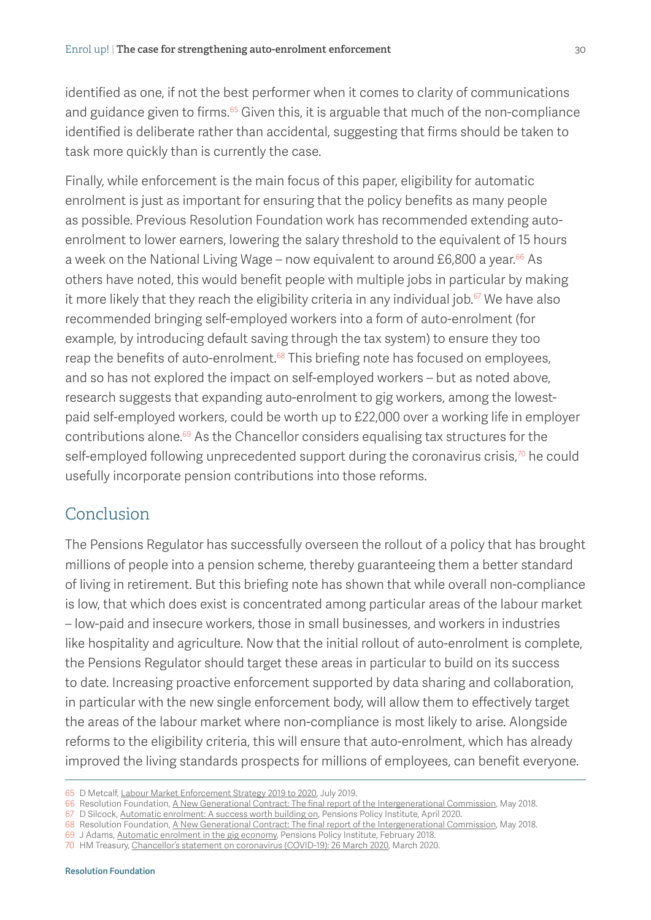identified as one, if not the best performer when it comes to clarity of communications and guidance given to firms.[65] Given this, it is arguable that much of the non-compliance identified is deliberate rather than accidental, suggesting that firms should be taken to task more quickly than is currently the case.

Finally, while enforcement is the main focus of this paper, eligibility for automatic enrolment is just as important for ensuring that the policy benefits as many people as possible. Previous Resolution Foundation work has recommended extending auto-enrolment to lower earners, lowering the salary threshold to the equivalent of 15 hours a week on the National Living Wage – now equivalent to around £6,800 a year.[66] As others have noted, this would benefit people with multiple jobs in particular by making it more likely that they reach the eligibility criteria in any individual job.[67] We have also recommended bringing self-employed workers into a form of auto-enrolment (for example, by introducing default saving through the tax system) to ensure they too reap the benefits of auto-enrolment.[68] This briefing note has focused on employees, and so has not explored the impact on self-employed workers – but as noted above, research suggests that expanding auto-enrolment to gig workers, among the lowest-paid self-employed workers, could be worth up to £22,000 over a working life in employer contributions alone.[69] As the Chancellor considers equalising tax structures for the self-employed following unprecedented support during the coronavirus crisis,[70] he could usefully incorporate pension contributions into those reforms.

## Conclusion

The Pensions Regulator has successfully overseen the rollout of a policy that has brought millions of people into a pension scheme, thereby guaranteeing them a better standard of living in retirement. But this briefing note has shown that while overall non-compliance is low, that which does exist is concentrated among particular areas of the labour market – low-paid and insecure workers, those in small businesses, and workers in industries like hospitality and agriculture. Now that the initial rollout of auto-enrolment is complete, the Pensions Regulator should target these areas in particular to build on its success to date. Increasing proactive enforcement supported by data sharing and collaboration, in particular with the new single enforcement body, will allow them to effectively target the areas of the labour market where non-compliance is most likely to arise. Alongside reforms to the eligibility criteria, this will ensure that auto-enrolment, which has already improved the living standards prospects for millions of employees, can benefit everyone.

---

65 D Metcalf, Labour Market Enforcement Strategy 2019 to 2020, July 2019.
66 Resolution Foundation, A New Generational Contract: The final report of the Intergenerational Commission, May 2018.
67 D Silcock, Automatic enrolment: A success worth building on, Pensions Policy Institute, April 2020.
68 Resolution Foundation, A New Generational Contract: The final report of the Intergenerational Commission, May 2018.
69 J Adams, Automatic enrolment in the gig economy, Pensions Policy Institute, February 2018.
70 HM Treasury, Chancellor's statement on coronavirus (COVID-19): 26 March 2020, March 2020.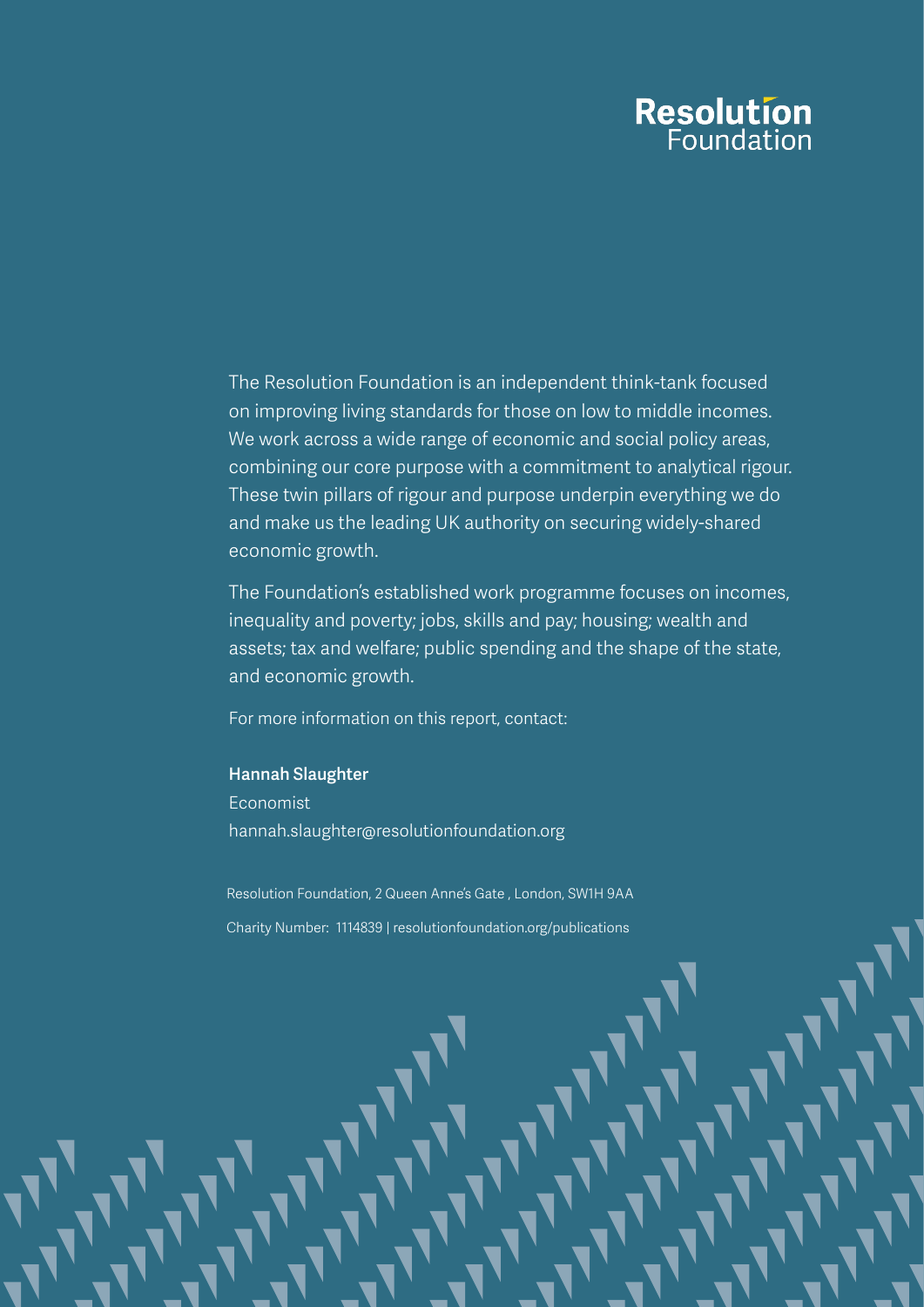Resolution Foundation

The Resolution Foundation is an independent think-tank focused on improving living standards for those on low to middle incomes. We work across a wide range of economic and social policy areas, combining our core purpose with a commitment to analytical rigour. These twin pillars of rigour and purpose underpin everything we do and make us the leading UK authority on securing widely-shared economic growth.

The Foundation's established work programme focuses on incomes, inequality and poverty; jobs, skills and pay; housing; wealth and assets; tax and welfare; public spending and the shape of the state, and economic growth.

For more information on this report, contact:

**Hannah Slaughter**
Economist
hannah.slaughter@resolutionfoundation.org

Resolution Foundation, 2 Queen Anne's Gate , London, SW1H 9AA

Charity Number: 1114839 | resolutionfoundation.org/publications